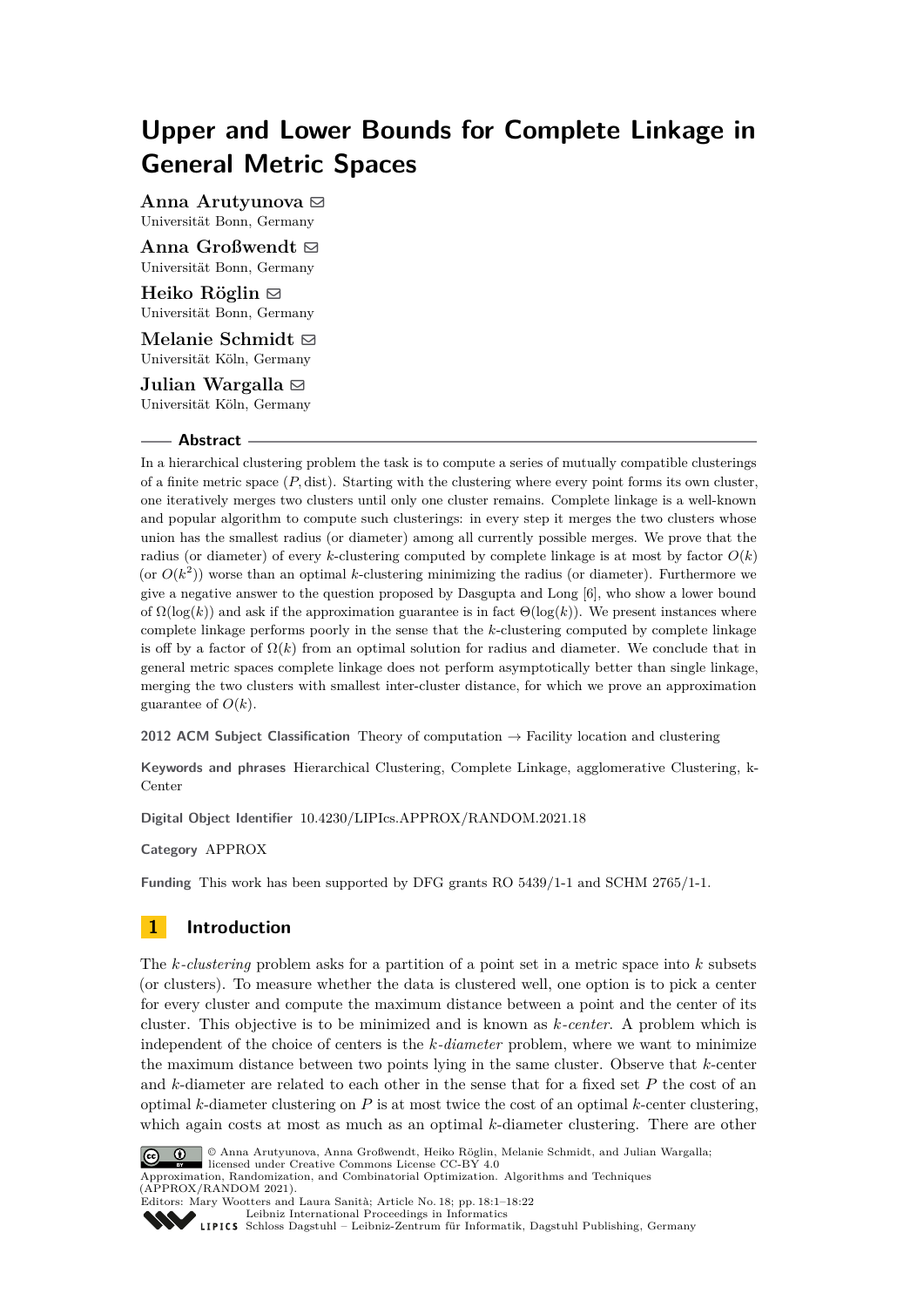# Upper and Lower Bounds for Complete Linkage in General Metric Spaces

**Anna Arutyunova**
Universität Bonn, Germany

**Anna Großwendt**
Universität Bonn, Germany

**Heiko Röglin**
Universität Bonn, Germany

**Melanie Schmidt**
Universität Köln, Germany

**Julian Wargalla**
Universität Köln, Germany

## Abstract

In a hierarchical clustering problem the task is to compute a series of mutually compatible clusterings of a finite metric space $(P, \text{dist})$. Starting with the clustering where every point forms its own cluster, one iteratively merges two clusters until only one cluster remains. Complete linkage is a well-known and popular algorithm to compute such clusterings: in every step it merges the two clusters whose union has the smallest radius (or diameter) among all currently possible merges. We prove that the radius (or diameter) of every $k$-clustering computed by complete linkage is at most by factor $O(k)$ (or $O(k^2)$) worse than an optimal $k$-clustering minimizing the radius (or diameter). Furthermore we give a negative answer to the question proposed by Dasgupta and Long [6], who show a lower bound of $\Omega(\log(k))$ and ask if the approximation guarantee is in fact $\Theta(\log(k))$. We present instances where complete linkage performs poorly in the sense that the $k$-clustering computed by complete linkage is off by a factor of $\Omega(k)$ from an optimal solution for radius and diameter. We conclude that in general metric spaces complete linkage does not perform asymptotically better than single linkage, merging the two clusters with smallest inter-cluster distance, for which we prove an approximation guarantee of $O(k)$.

**2012 ACM Subject Classification** Theory of computation → Facility location and clustering

**Keywords and phrases** Hierarchical Clustering, Complete Linkage, agglomerative Clustering, k-Center

**Digital Object Identifier** 10.4230/LIPIcs.APPROX/RANDOM.2021.18

**Category** APPROX

**Funding** This work has been supported by DFG grants RO 5439/1-1 and SCHM 2765/1-1.

## 1 Introduction

The *k-clustering* problem asks for a partition of a point set in a metric space into $k$ subsets (or clusters). To measure whether the data is clustered well, one option is to pick a center for every cluster and compute the maximum distance between a point and the center of its cluster. This objective is to be minimized and is known as *k-center*. A problem which is independent of the choice of centers is the *k-diameter* problem, where we want to minimize the maximum distance between two points lying in the same cluster. Observe that $k$-center and $k$-diameter are related to each other in the sense that for a fixed set $P$ the cost of an optimal $k$-diameter clustering on $P$ is at most twice the cost of an optimal $k$-center clustering, which again costs at most as much as an optimal $k$-diameter clustering. There are other

© Anna Arutyunova, Anna Großwendt, Heiko Röglin, Melanie Schmidt, and Julian Wargalla; licensed under Creative Commons License CC-BY 4.0
Approximation, Randomization, and Combinatorial Optimization. Algorithms and Techniques (APPROX/RANDOM 2021).
Editors: Mary Wootters and Laura Sanità; Article No. 18; pp. 18:1–18:22
Leibniz International Proceedings in Informatics
Schloss Dagstuhl – Leibniz-Zentrum für Informatik, Dagstuhl Publishing, Germany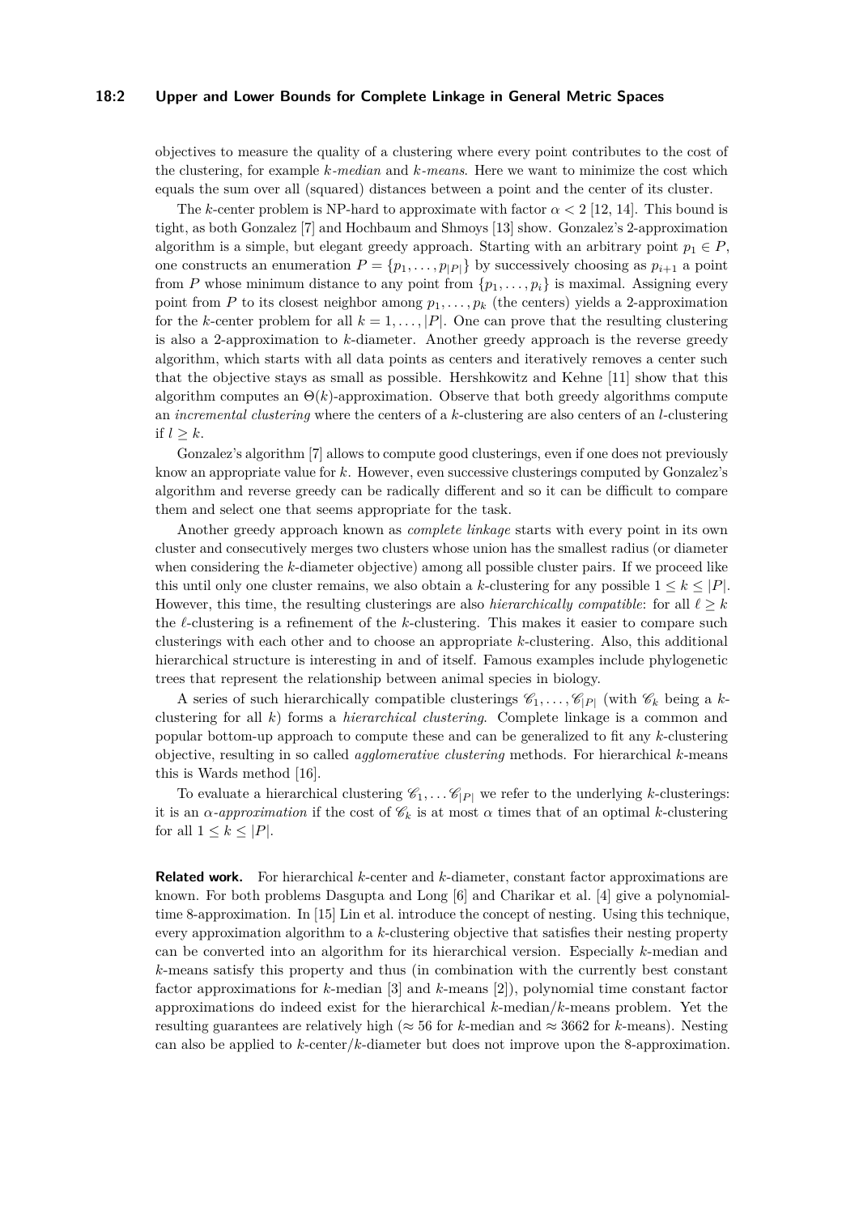objectives to measure the quality of a clustering where every point contributes to the cost of the clustering, for example *k-median* and *k-means*. Here we want to minimize the cost which equals the sum over all (squared) distances between a point and the center of its cluster.

The $k$-center problem is NP-hard to approximate with factor $\alpha < 2$ [12, 14]. This bound is tight, as both Gonzalez [7] and Hochbaum and Shmoys [13] show. Gonzalez's 2-approximation algorithm is a simple, but elegant greedy approach. Starting with an arbitrary point $p_1 \in P$, one constructs an enumeration $P = \{p_1, \dots, p_{|P|}\}$ by successively choosing as $p_{i+1}$ a point from $P$ whose minimum distance to any point from $\{p_1, \dots, p_i\}$ is maximal. Assigning every point from $P$ to its closest neighbor among $p_1, \dots, p_k$ (the centers) yields a 2-approximation for the $k$-center problem for all $k = 1, \dots, |P|$. One can prove that the resulting clustering is also a 2-approximation to $k$-diameter. Another greedy approach is the reverse greedy algorithm, which starts with all data points as centers and iteratively removes a center such that the objective stays as small as possible. Hershkowitz and Kehne [11] show that this algorithm computes an $\Theta(k)$-approximation. Observe that both greedy algorithms compute an *incremental clustering* where the centers of a $k$-clustering are also centers of an $l$-clustering if $l \geq k$.

Gonzalez's algorithm [7] allows to compute good clusterings, even if one does not previously know an appropriate value for $k$. However, even successive clusterings computed by Gonzalez's algorithm and reverse greedy can be radically different and so it can be difficult to compare them and select one that seems appropriate for the task.

Another greedy approach known as *complete linkage* starts with every point in its own cluster and consecutively merges two clusters whose union has the smallest radius (or diameter when considering the $k$-diameter objective) among all possible cluster pairs. If we proceed like this until only one cluster remains, we also obtain a $k$-clustering for any possible $1 \leq k \leq |P|$. However, this time, the resulting clusterings are also *hierarchically compatible*: for all $\ell \geq k$ the $\ell$-clustering is a refinement of the $k$-clustering. This makes it easier to compare such clusterings with each other and to choose an appropriate $k$-clustering. Also, this additional hierarchical structure is interesting in and of itself. Famous examples include phylogenetic trees that represent the relationship between animal species in biology.

A series of such hierarchically compatible clusterings $\mathscr{C}_1, \dots, \mathscr{C}_{|P|}$ (with $\mathscr{C}_k$ being a $k$-clustering for all $k$) forms a *hierarchical clustering*. Complete linkage is a common and popular bottom-up approach to compute these and can be generalized to fit any $k$-clustering objective, resulting in so called *agglomerative clustering* methods. For hierarchical $k$-means this is Wards method [16].

To evaluate a hierarchical clustering $\mathscr{C}_1, \dots \mathscr{C}_{|P|}$ we refer to the underlying $k$-clusterings: it is an $\alpha$*-approximation* if the cost of $\mathscr{C}_k$ is at most $\alpha$ times that of an optimal $k$-clustering for all $1 \leq k \leq |P|$.

**Related work.** For hierarchical $k$-center and $k$-diameter, constant factor approximations are known. For both problems Dasgupta and Long [6] and Charikar et al. [4] give a polynomial-time 8-approximation. In [15] Lin et al. introduce the concept of nesting. Using this technique, every approximation algorithm to a $k$-clustering objective that satisfies their nesting property can be converted into an algorithm for its hierarchical version. Especially $k$-median and $k$-means satisfy this property and thus (in combination with the currently best constant factor approximations for $k$-median [3] and $k$-means [2]), polynomial time constant factor approximations do indeed exist for the hierarchical $k$-median/$k$-means problem. Yet the resulting guarantees are relatively high ($\approx 56$ for $k$-median and $\approx 3662$ for $k$-means). Nesting can also be applied to $k$-center/$k$-diameter but does not improve upon the 8-approximation.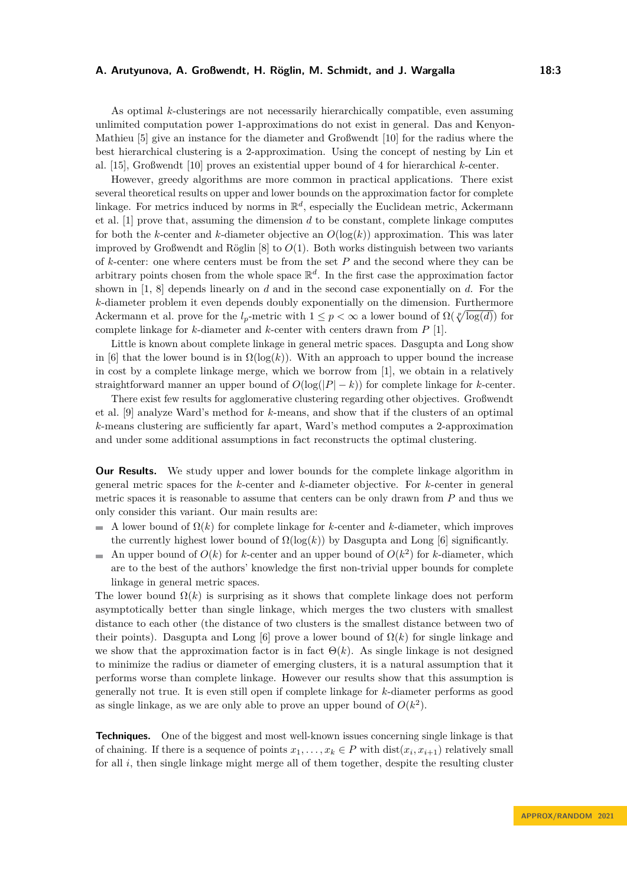As optimal $k$-clusterings are not necessarily hierarchically compatible, even assuming unlimited computation power 1-approximations do not exist in general. Das and Kenyon-Mathieu [5] give an instance for the diameter and Großwendt [10] for the radius where the best hierarchical clustering is a 2-approximation. Using the concept of nesting by Lin et al. [15], Großwendt [10] proves an existential upper bound of 4 for hierarchical $k$-center.

However, greedy algorithms are more common in practical applications. There exist several theoretical results on upper and lower bounds on the approximation factor for complete linkage. For metrics induced by norms in $\mathbb{R}^d$, especially the Euclidean metric, Ackermann et al. [1] prove that, assuming the dimension $d$ to be constant, complete linkage computes for both the $k$-center and $k$-diameter objective an $O(\log(k))$ approximation. This was later improved by Großwendt and Röglin [8] to $O(1)$. Both works distinguish between two variants of $k$-center: one where centers must be from the set $P$ and the second where they can be arbitrary points chosen from the whole space $\mathbb{R}^d$. In the first case the approximation factor shown in [1, 8] depends linearly on $d$ and in the second case exponentially on $d$. For the $k$-diameter problem it even depends doubly exponentially on the dimension. Furthermore Ackermann et al. prove for the $l_p$-metric with $1 \leq p < \infty$ a lower bound of $\Omega(\sqrt[p]{\log(d)})$ for complete linkage for $k$-diameter and $k$-center with centers drawn from $P$ [1].

Little is known about complete linkage in general metric spaces. Dasgupta and Long show in [6] that the lower bound is in $\Omega(\log(k))$. With an approach to upper bound the increase in cost by a complete linkage merge, which we borrow from [1], we obtain in a relatively straightforward manner an upper bound of $O(\log(|P| - k))$ for complete linkage for $k$-center.

There exist few results for agglomerative clustering regarding other objectives. Großwendt et al. [9] analyze Ward's method for $k$-means, and show that if the clusters of an optimal $k$-means clustering are sufficiently far apart, Ward's method computes a 2-approximation and under some additional assumptions in fact reconstructs the optimal clustering.

**Our Results.** We study upper and lower bounds for the complete linkage algorithm in general metric spaces for the $k$-center and $k$-diameter objective. For $k$-center in general metric spaces it is reasonable to assume that centers can be only drawn from $P$ and thus we only consider this variant. Our main results are:

- A lower bound of $\Omega(k)$ for complete linkage for $k$-center and $k$-diameter, which improves the currently highest lower bound of $\Omega(\log(k))$ by Dasgupta and Long [6] significantly.
- An upper bound of $O(k)$ for $k$-center and an upper bound of $O(k^2)$ for $k$-diameter, which are to the best of the authors' knowledge the first non-trivial upper bounds for complete linkage in general metric spaces.

The lower bound $\Omega(k)$ is surprising as it shows that complete linkage does not perform asymptotically better than single linkage, which merges the two clusters with smallest distance to each other (the distance of two clusters is the smallest distance between two of their points). Dasgupta and Long [6] prove a lower bound of $\Omega(k)$ for single linkage and we show that the approximation factor is in fact $\Theta(k)$. As single linkage is not designed to minimize the radius or diameter of emerging clusters, it is a natural assumption that it performs worse than complete linkage. However our results show that this assumption is generally not true. It is even still open if complete linkage for $k$-diameter performs as good as single linkage, as we are only able to prove an upper bound of $O(k^2)$.

**Techniques.** One of the biggest and most well-known issues concerning single linkage is that of chaining. If there is a sequence of points $x_1, \dots, x_k \in P$ with $\text{dist}(x_i, x_{i+1})$ relatively small for all $i$, then single linkage might merge all of them together, despite the resulting cluster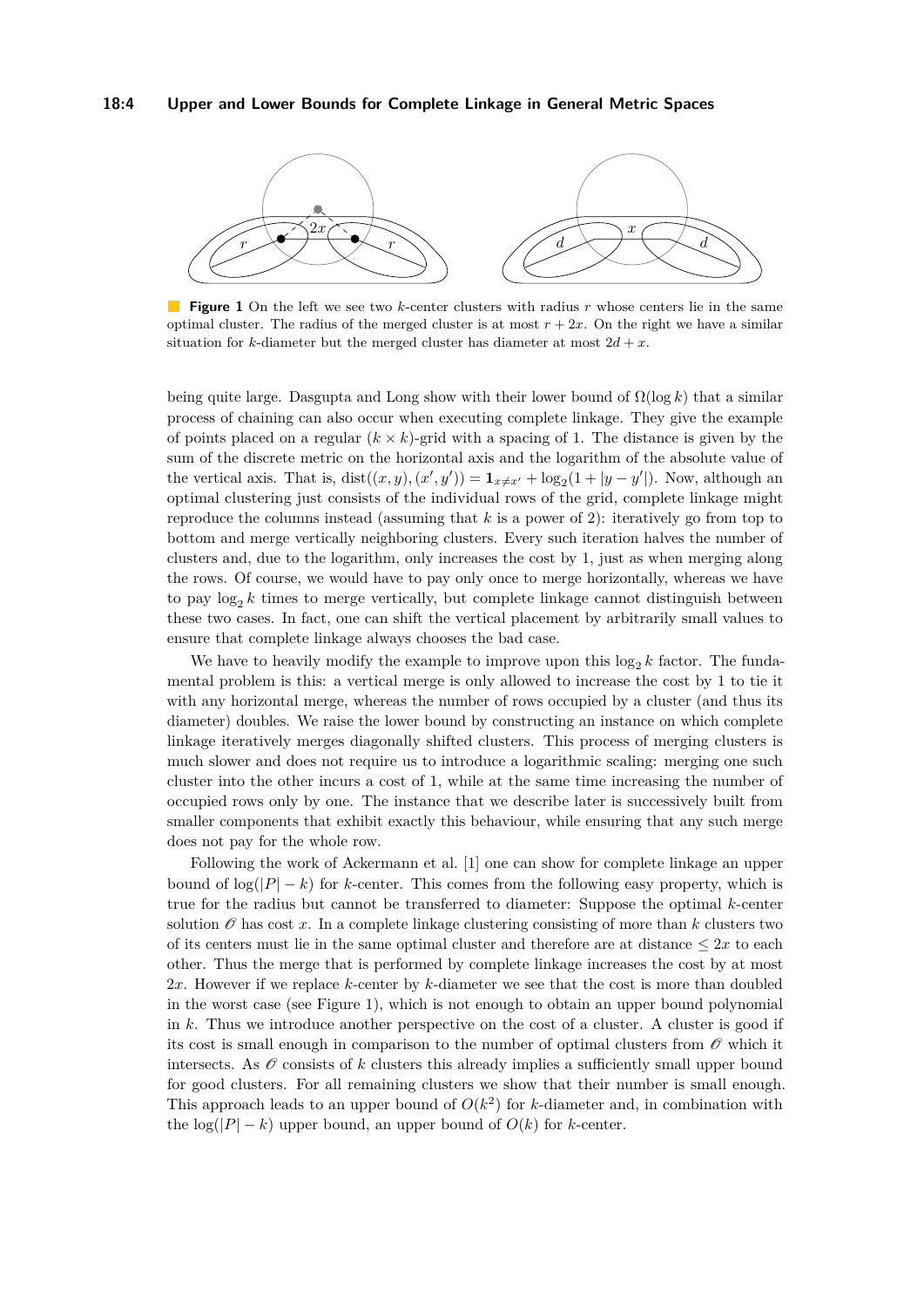**Figure 1** On the left we see two $k$-center clusters with radius $r$ whose centers lie in the same optimal cluster. The radius of the merged cluster is at most $r + 2x$. On the right we have a similar situation for $k$-diameter but the merged cluster has diameter at most $2d + x$.

being quite large. Dasgupta and Long show with their lower bound of $\Omega(\log k)$ that a similar process of chaining can also occur when executing complete linkage. They give the example of points placed on a regular $(k \times k)$-grid with a spacing of 1. The distance is given by the sum of the discrete metric on the horizontal axis and the logarithm of the absolute value of the vertical axis. That is, $\text{dist}((x, y), (x', y')) = \mathbf{1}_{x \neq x'} + \log_2(1 + |y - y'|)$. Now, although an optimal clustering just consists of the individual rows of the grid, complete linkage might reproduce the columns instead (assuming that $k$ is a power of 2): iteratively go from top to bottom and merge vertically neighboring clusters. Every such iteration halves the number of clusters and, due to the logarithm, only increases the cost by 1, just as when merging along the rows. Of course, we would have to pay only once to merge horizontally, whereas we have to pay $\log_2 k$ times to merge vertically, but complete linkage cannot distinguish between these two cases. In fact, one can shift the vertical placement by arbitrarily small values to ensure that complete linkage always chooses the bad case.

We have to heavily modify the example to improve upon this $\log_2 k$ factor. The fundamental problem is this: a vertical merge is only allowed to increase the cost by 1 to tie it with any horizontal merge, whereas the number of rows occupied by a cluster (and thus its diameter) doubles. We raise the lower bound by constructing an instance on which complete linkage iteratively merges diagonally shifted clusters. This process of merging clusters is much slower and does not require us to introduce a logarithmic scaling: merging one such cluster into the other incurs a cost of 1, while at the same time increasing the number of occupied rows only by one. The instance that we describe later is successively built from smaller components that exhibit exactly this behaviour, while ensuring that any such merge does not pay for the whole row.

Following the work of Ackermann et al. [1] one can show for complete linkage an upper bound of $\log(|P| - k)$ for $k$-center. This comes from the following easy property, which is true for the radius but cannot be transferred to diameter: Suppose the optimal $k$-center solution $\mathscr{O}$ has cost $x$. In a complete linkage clustering consisting of more than $k$ clusters two of its centers must lie in the same optimal cluster and therefore are at distance $\leq 2x$ to each other. Thus the merge that is performed by complete linkage increases the cost by at most $2x$. However if we replace $k$-center by $k$-diameter we see that the cost is more than doubled in the worst case (see Figure 1), which is not enough to obtain an upper bound polynomial in $k$. Thus we introduce another perspective on the cost of a cluster. A cluster is good if its cost is small enough in comparison to the number of optimal clusters from $\mathscr{O}$ which it intersects. As $\mathscr{O}$ consists of $k$ clusters this already implies a sufficiently small upper bound for good clusters. For all remaining clusters we show that their number is small enough. This approach leads to an upper bound of $O(k^2)$ for $k$-diameter and, in combination with the $\log(|P| - k)$ upper bound, an upper bound of $O(k)$ for $k$-center.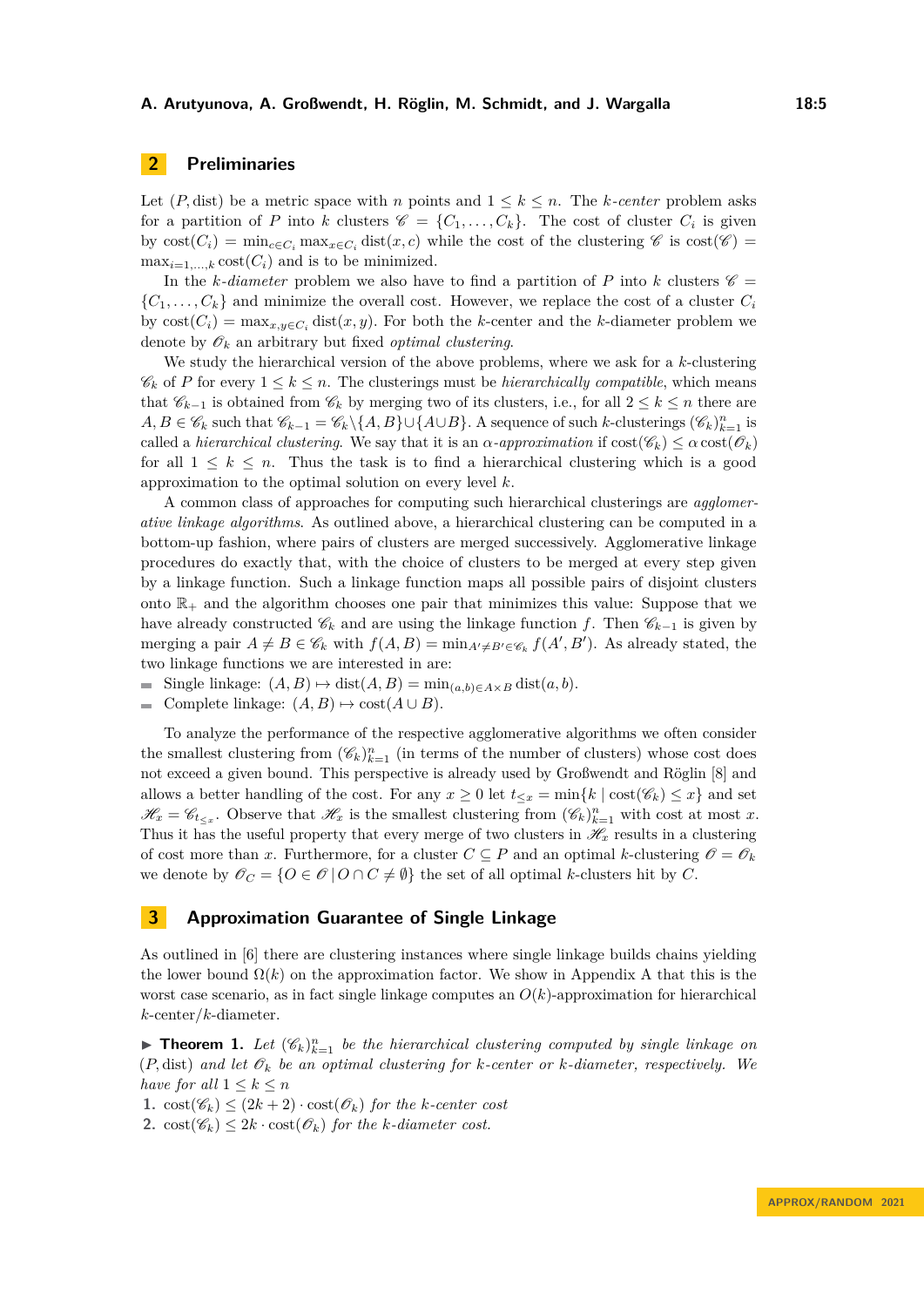## 2 Preliminaries

Let $(P, \text{dist})$ be a metric space with $n$ points and $1 \leq k \leq n$. The *k-center* problem asks for a partition of $P$ into $k$ clusters $\mathscr{C} = \{C_1, \dots, C_k\}$. The cost of cluster $C_i$ is given by $\text{cost}(C_i) = \min_{c \in C_i} \max_{x \in C_i} \text{dist}(x, c)$ while the cost of the clustering $\mathscr{C}$ is $\text{cost}(\mathscr{C}) = \max_{i=1,\dots,k} \text{cost}(C_i)$ and is to be minimized.

In the *k-diameter* problem we also have to find a partition of $P$ into $k$ clusters $\mathscr{C} = \{C_1, \dots, C_k\}$ and minimize the overall cost. However, we replace the cost of a cluster $C_i$ by $\text{cost}(C_i) = \max_{x,y \in C_i} \text{dist}(x, y)$. For both the $k$-center and the $k$-diameter problem we denote by $\mathscr{O}_k$ an arbitrary but fixed *optimal clustering*.

We study the hierarchical version of the above problems, where we ask for a $k$-clustering $\mathscr{C}_k$ of $P$ for every $1 \leq k \leq n$. The clusterings must be *hierarchically compatible*, which means that $\mathscr{C}_{k-1}$ is obtained from $\mathscr{C}_k$ by merging two of its clusters, i.e., for all $2 \leq k \leq n$ there are $A, B \in \mathscr{C}_k$ such that $\mathscr{C}_{k-1} = \mathscr{C}_k \backslash \{A, B\} \cup \{A \cup B\}$. A sequence of such $k$-clusterings $(\mathscr{C}_k)_{k=1}^n$ is called a *hierarchical clustering*. We say that it is an *α-approximation* if $\text{cost}(\mathscr{C}_k) \leq \alpha \, \text{cost}(\mathscr{O}_k)$ for all $1 \leq k \leq n$. Thus the task is to find a hierarchical clustering which is a good approximation to the optimal solution on every level $k$.

A common class of approaches for computing such hierarchical clusterings are *agglomerative linkage algorithms*. As outlined above, a hierarchical clustering can be computed in a bottom-up fashion, where pairs of clusters are merged successively. Agglomerative linkage procedures do exactly that, with the choice of clusters to be merged at every step given by a linkage function. Such a linkage function maps all possible pairs of disjoint clusters onto $\mathbb{R}_+$ and the algorithm chooses one pair that minimizes this value: Suppose that we have already constructed $\mathscr{C}_k$ and are using the linkage function $f$. Then $\mathscr{C}_{k-1}$ is given by merging a pair $A \neq B \in \mathscr{C}_k$ with $f(A, B) = \min_{A' \neq B' \in \mathscr{C}_k} f(A', B')$. As already stated, the two linkage functions we are interested in are:

- Single linkage: $(A, B) \mapsto \text{dist}(A, B) = \min_{(a,b) \in A \times B} \text{dist}(a, b)$.
- Complete linkage: $(A, B) \mapsto \text{cost}(A \cup B)$.

To analyze the performance of the respective agglomerative algorithms we often consider the smallest clustering from $(\mathscr{C}_k)_{k=1}^n$ (in terms of the number of clusters) whose cost does not exceed a given bound. This perspective is already used by Großwendt and Röglin [8] and allows a better handling of the cost. For any $x \geq 0$ let $t_{\leq x} = \min\{k \mid \text{cost}(\mathscr{C}_k) \leq x\}$ and set $\mathscr{H}_x = \mathscr{C}_{t_{\leq x}}$. Observe that $\mathscr{H}_x$ is the smallest clustering from $(\mathscr{C}_k)_{k=1}^n$ with cost at most $x$. Thus it has the useful property that every merge of two clusters in $\mathscr{H}_x$ results in a clustering of cost more than $x$. Furthermore, for a cluster $C \subseteq P$ and an optimal $k$-clustering $\mathscr{O} = \mathscr{O}_k$ we denote by $\mathscr{O}_C = \{O \in \mathscr{O} \mid O \cap C \neq \emptyset\}$ the set of all optimal $k$-clusters hit by $C$.

## 3 Approximation Guarantee of Single Linkage

As outlined in [6] there are clustering instances where single linkage builds chains yielding the lower bound $\Omega(k)$ on the approximation factor. We show in Appendix A that this is the worst case scenario, as in fact single linkage computes an $O(k)$-approximation for hierarchical $k$-center/$k$-diameter.

▶ **Theorem 1.** *Let $(\mathscr{C}_k)_{k=1}^n$ be the hierarchical clustering computed by single linkage on $(P, \text{dist})$ and let $\mathscr{O}_k$ be an optimal clustering for $k$-center or $k$-diameter, respectively. We have for all $1 \leq k \leq n$*

1. $\text{cost}(\mathscr{C}_k) \leq (2k + 2) \cdot \text{cost}(\mathscr{O}_k)$ *for the $k$-center cost*
2. $\text{cost}(\mathscr{C}_k) \leq 2k \cdot \text{cost}(\mathscr{O}_k)$ *for the $k$-diameter cost.*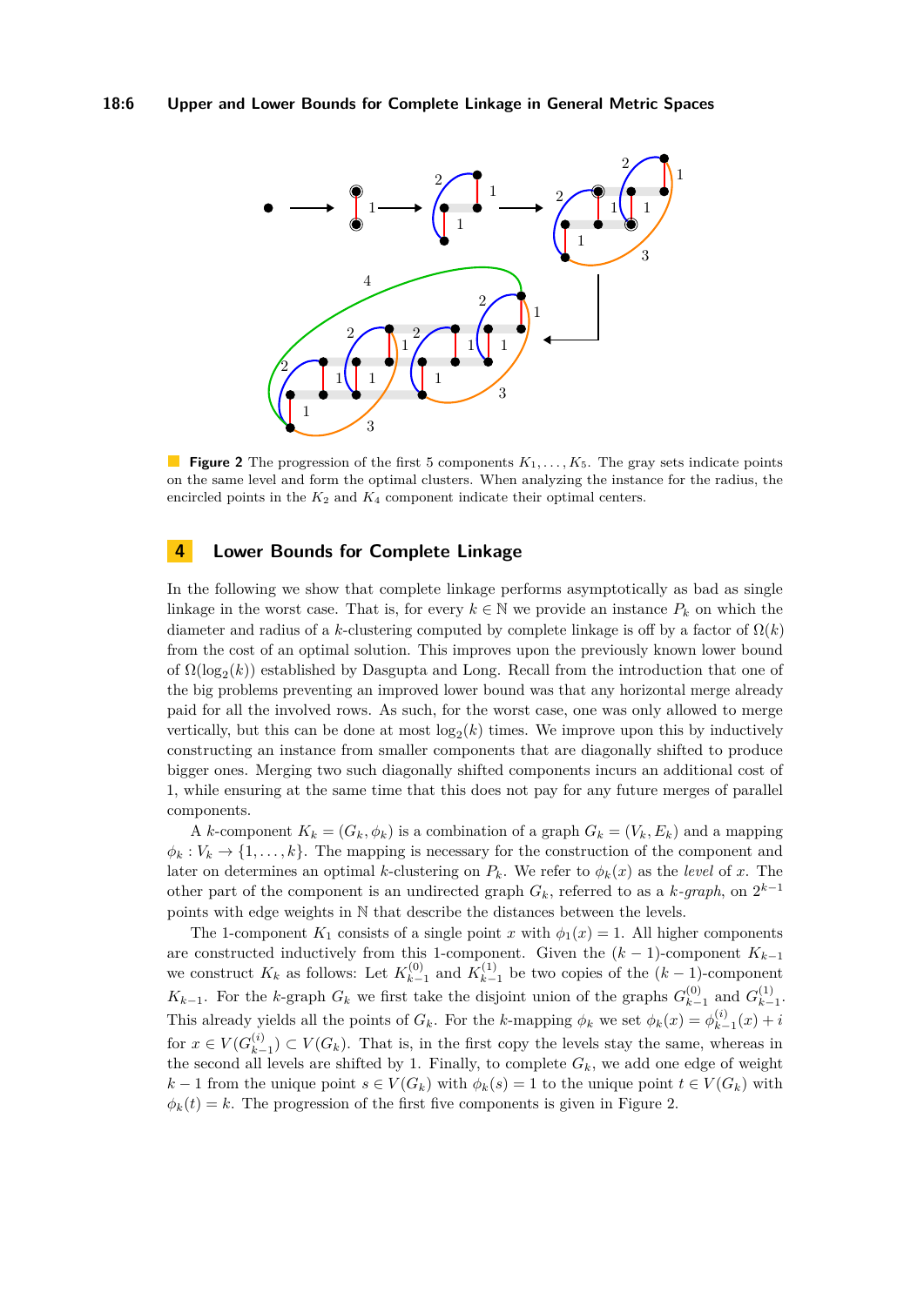**Figure 2** The progression of the first 5 components $K_1, \ldots, K_5$. The gray sets indicate points on the same level and form the optimal clusters. When analyzing the instance for the radius, the encircled points in the $K_2$ and $K_4$ component indicate their optimal centers.

## 4 Lower Bounds for Complete Linkage

In the following we show that complete linkage performs asymptotically as bad as single linkage in the worst case. That is, for every $k \in \mathbb{N}$ we provide an instance $P_k$ on which the diameter and radius of a $k$-clustering computed by complete linkage is off by a factor of $\Omega(k)$ from the cost of an optimal solution. This improves upon the previously known lower bound of $\Omega(\log_2(k))$ established by Dasgupta and Long. Recall from the introduction that one of the big problems preventing an improved lower bound was that any horizontal merge already paid for all the involved rows. As such, for the worst case, one was only allowed to merge vertically, but this can be done at most $\log_2(k)$ times. We improve upon this by inductively constructing an instance from smaller components that are diagonally shifted to produce bigger ones. Merging two such diagonally shifted components incurs an additional cost of 1, while ensuring at the same time that this does not pay for any future merges of parallel components.

A $k$-component $K_k = (G_k, \phi_k)$ is a combination of a graph $G_k = (V_k, E_k)$ and a mapping $\phi_k : V_k \to \{1, \ldots, k\}$. The mapping is necessary for the construction of the component and later on determines an optimal $k$-clustering on $P_k$. We refer to $\phi_k(x)$ as the *level* of $x$. The other part of the component is an undirected graph $G_k$, referred to as a $k$-*graph*, on $2^{k-1}$ points with edge weights in $\mathbb{N}$ that describe the distances between the levels.

The 1-component $K_1$ consists of a single point $x$ with $\phi_1(x) = 1$. All higher components are constructed inductively from this 1-component. Given the $(k-1)$-component $K_{k-1}$ we construct $K_k$ as follows: Let $K_{k-1}^{(0)}$ and $K_{k-1}^{(1)}$ be two copies of the $(k-1)$-component $K_{k-1}$. For the $k$-graph $G_k$ we first take the disjoint union of the graphs $G_{k-1}^{(0)}$ and $G_{k-1}^{(1)}$. This already yields all the points of $G_k$. For the $k$-mapping $\phi_k$ we set $\phi_k(x) = \phi_{k-1}^{(i)}(x) + i$ for $x \in V(G_{k-1}^{(i)}) \subset V(G_k)$. That is, in the first copy the levels stay the same, whereas in the second all levels are shifted by 1. Finally, to complete $G_k$, we add one edge of weight $k-1$ from the unique point $s \in V(G_k)$ with $\phi_k(s) = 1$ to the unique point $t \in V(G_k)$ with $\phi_k(t) = k$. The progression of the first five components is given in Figure 2.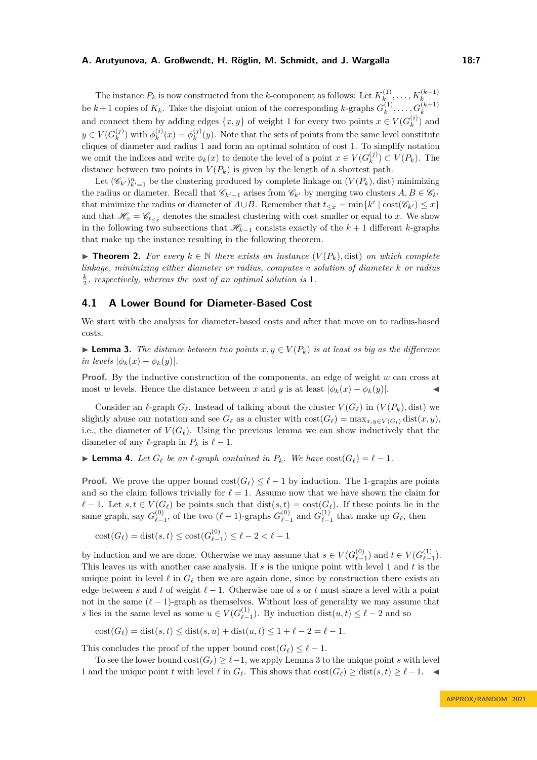The instance $P_k$ is now constructed from the $k$-component as follows: Let $K_k^{(1)}, \dots, K_k^{(k+1)}$ be $k+1$ copies of $K_k$. Take the disjoint union of the corresponding $k$-graphs $G_k^{(1)}, \dots, G_k^{(k+1)}$ and connect them by adding edges $\{x, y\}$ of weight 1 for every two points $x \in V(G_k^{(i)})$ and $y \in V(G_k^{(j)})$ with $\phi_k^{(i)}(x) = \phi_k^{(j)}(y)$. Note that the sets of points from the same level constitute cliques of diameter and radius 1 and form an optimal solution of cost 1. To simplify notation we omit the indices and write $\phi_k(x)$ to denote the level of a point $x \in V(G_k^{(j)}) \subset V(P_k)$. The distance between two points in $V(P_k)$ is given by the length of a shortest path.

Let $(\mathscr{C}_{k'})_{k'=1}^n$ be the clustering produced by complete linkage on $(V(P_k), \text{dist})$ minimizing the radius or diameter. Recall that $\mathscr{C}_{k'-1}$ arises from $\mathscr{C}_{k'}$ by merging two clusters $A, B \in \mathscr{C}_{k'}$ that minimize the radius or diameter of $A \cup B$. Remember that $t_{\leq x} = \min\{k' \mid \text{cost}(\mathscr{C}_{k'}) \leq x\}$ and that $\mathscr{H}_x = \mathscr{C}_{t_{\leq x}}$ denotes the smallest clustering with cost smaller or equal to $x$. We show in the following two subsections that $\mathscr{H}_{k-1}$ consists exactly of the $k+1$ different $k$-graphs that make up the instance resulting in the following theorem.

▶ **Theorem 2.** *For every $k \in \mathbb{N}$ there exists an instance $(V(P_k), \text{dist})$ on which complete linkage, minimizing either diameter or radius, computes a solution of diameter $k$ or radius $\frac{k}{2}$, respectively, whereas the cost of an optimal solution is 1.*

## 4.1 A Lower Bound for Diameter-Based Cost

We start with the analysis for diameter-based costs and after that move on to radius-based costs.

▶ **Lemma 3.** *The distance between two points $x, y \in V(P_k)$ is at least as big as the difference in levels $|\phi_k(x) - \phi_k(y)|$.*

**Proof.** By the inductive construction of the components, an edge of weight $w$ can cross at most $w$ levels. Hence the distance between $x$ and $y$ is at least $|\phi_k(x) - \phi_k(y)|$. ◀

Consider an $\ell$-graph $G_\ell$. Instead of talking about the cluster $V(G_\ell)$ in $(V(P_k), \text{dist})$ we slightly abuse our notation and see $G_\ell$ as a cluster with $\text{cost}(G_\ell) = \max_{x,y \in V(G_l)} \text{dist}(x, y)$, i.e., the diameter of $V(G_\ell)$. Using the previous lemma we can show inductively that the diameter of any $\ell$-graph in $P_k$ is $\ell - 1$.

▶ **Lemma 4.** *Let $G_\ell$ be an $\ell$-graph contained in $P_k$. We have $\text{cost}(G_\ell) = \ell - 1$.*

**Proof.** We prove the upper bound $\text{cost}(G_\ell) \leq \ell - 1$ by induction. The 1-graphs are points and so the claim follows trivially for $\ell = 1$. Assume now that we have shown the claim for $\ell - 1$. Let $s, t \in V(G_\ell)$ be points such that $\text{dist}(s, t) = \text{cost}(G_\ell)$. If these points lie in the same graph, say $G_{\ell-1}^{(0)}$, of the two $(\ell-1)$-graphs $G_{\ell-1}^{(0)}$ and $G_{\ell-1}^{(1)}$ that make up $G_\ell$, then

$$\text{cost}(G_\ell) = \text{dist}(s, t) \leq \text{cost}(G_{\ell-1}^{(0)}) \leq \ell - 2 < \ell - 1$$

by induction and we are done. Otherwise we may assume that $s \in V(G_{\ell-1}^{(0)})$ and $t \in V(G_{\ell-1}^{(1)})$. This leaves us with another case analysis. If $s$ is the unique point with level 1 and $t$ is the unique point in level $\ell$ in $G_\ell$ then we are again done, since by construction there exists an edge between $s$ and $t$ of weight $\ell - 1$. Otherwise one of $s$ or $t$ must share a level with a point not in the same $(\ell-1)$-graph as themselves. Without loss of generality we may assume that $s$ lies in the same level as some $u \in V(G_{\ell-1}^{(1)})$. By induction $\text{dist}(u, t) \leq \ell - 2$ and so

$$\text{cost}(G_\ell) = \text{dist}(s, t) \leq \text{dist}(s, u) + \text{dist}(u, t) \leq 1 + \ell - 2 = \ell - 1.$$

This concludes the proof of the upper bound $\text{cost}(G_\ell) \leq \ell - 1$.

To see the lower bound $\text{cost}(G_\ell) \geq \ell - 1$, we apply Lemma 3 to the unique point $s$ with level 1 and the unique point $t$ with level $\ell$ in $G_\ell$. This shows that $\text{cost}(G_\ell) \geq \text{dist}(s, t) \geq \ell - 1$. ◀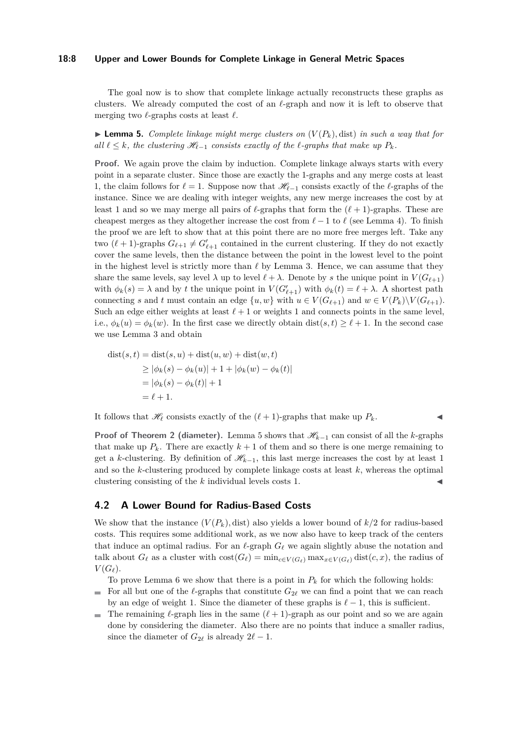The goal now is to show that complete linkage actually reconstructs these graphs as clusters. We already computed the cost of an $\ell$-graph and now it is left to observe that merging two $\ell$-graphs costs at least $\ell$.

▶ **Lemma 5.** *Complete linkage might merge clusters on $(V(P_k), \text{dist})$ in such a way that for all $\ell \leq k$, the clustering $\mathscr{H}_{\ell-1}$ consists exactly of the $\ell$-graphs that make up $P_k$.*

**Proof.** We again prove the claim by induction. Complete linkage always starts with every point in a separate cluster. Since those are exactly the 1-graphs and any merge costs at least 1, the claim follows for $\ell = 1$. Suppose now that $\mathscr{H}_{\ell-1}$ consists exactly of the $\ell$-graphs of the instance. Since we are dealing with integer weights, any new merge increases the cost by at least 1 and so we may merge all pairs of $\ell$-graphs that form the $(\ell+1)$-graphs. These are cheapest merges as they altogether increase the cost from $\ell - 1$ to $\ell$ (see Lemma 4). To finish the proof we are left to show that at this point there are no more free merges left. Take any two $(\ell+1)$-graphs $G_{\ell+1} \neq G'_{\ell+1}$ contained in the current clustering. If they do not exactly cover the same levels, then the distance between the point in the lowest level to the point in the highest level is strictly more than $\ell$ by Lemma 3. Hence, we can assume that they share the same levels, say level $\lambda$ up to level $\ell + \lambda$. Denote by $s$ the unique point in $V(G_{\ell+1})$ with $\phi_k(s) = \lambda$ and by $t$ the unique point in $V(G'_{\ell+1})$ with $\phi_k(t) = \ell + \lambda$. A shortest path connecting $s$ and $t$ must contain an edge $\{u, w\}$ with $u \in V(G_{\ell+1})$ and $w \in V(P_k) \backslash V(G_{\ell+1})$. Such an edge either weights at least $\ell + 1$ or weights 1 and connects points in the same level, i.e., $\phi_k(u) = \phi_k(w)$. In the first case we directly obtain $\text{dist}(s, t) \geq \ell + 1$. In the second case we use Lemma 3 and obtain

$$
\begin{aligned}
\text{dist}(s, t) &= \text{dist}(s, u) + \text{dist}(u, w) + \text{dist}(w, t) \\
&\geq |\phi_k(s) - \phi_k(u)| + 1 + |\phi_k(w) - \phi_k(t)| \\
&= |\phi_k(s) - \phi_k(t)| + 1 \\
&= \ell + 1.
\end{aligned}
$$

It follows that $\mathscr{H}_\ell$ consists exactly of the $(\ell+1)$-graphs that make up $P_k$. ◀

**Proof of Theorem 2 (diameter).** Lemma 5 shows that $\mathscr{H}_{k-1}$ can consist of all the $k$-graphs that make up $P_k$. There are exactly $k + 1$ of them and so there is one merge remaining to get a $k$-clustering. By definition of $\mathscr{H}_{k-1}$, this last merge increases the cost by at least 1 and so the $k$-clustering produced by complete linkage costs at least $k$, whereas the optimal clustering consisting of the $k$ individual levels costs 1. ◀

## 4.2 A Lower Bound for Radius-Based Costs

We show that the instance $(V(P_k), \text{dist})$ also yields a lower bound of $k/2$ for radius-based costs. This requires some additional work, as we now also have to keep track of the centers that induce an optimal radius. For an $\ell$-graph $G_\ell$ we again slightly abuse the notation and talk about $G_\ell$ as a cluster with $\text{cost}(G_\ell) = \min_{c \in V(G_\ell)} \max_{x \in V(G_\ell)} \text{dist}(c, x)$, the radius of $V(G_\ell)$.

To prove Lemma 6 we show that there is a point in $P_k$ for which the following holds:

- For all but one of the $\ell$-graphs that constitute $G_{2\ell}$ we can find a point that we can reach by an edge of weight 1. Since the diameter of these graphs is $\ell - 1$, this is sufficient.
- The remaining $\ell$-graph lies in the same $(\ell+1)$-graph as our point and so we are again done by considering the diameter. Also there are no points that induce a smaller radius, since the diameter of $G_{2\ell}$ is already $2\ell - 1$.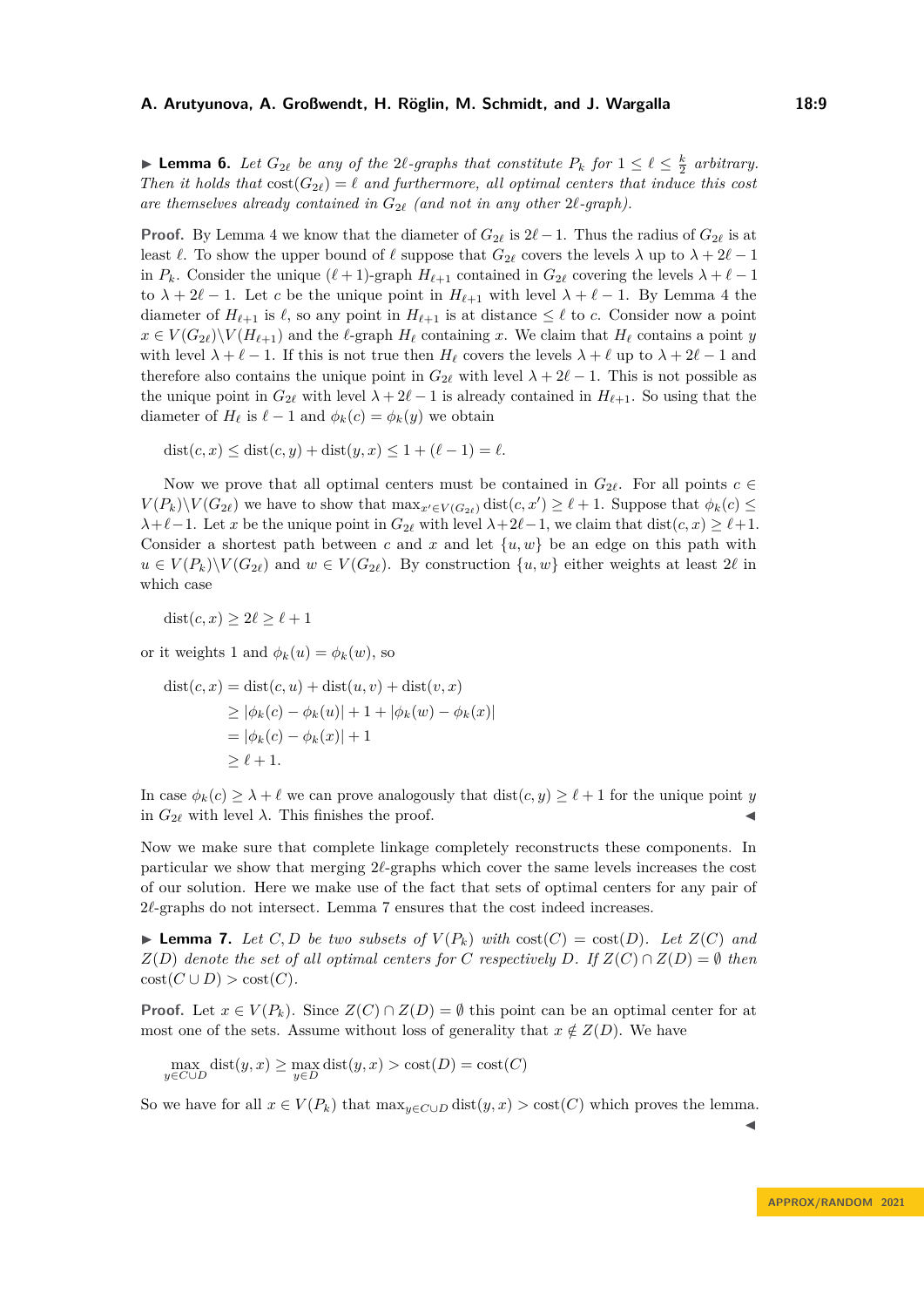▶ **Lemma 6.** *Let $G_{2\ell}$ be any of the $2\ell$-graphs that constitute $P_k$ for $1 \leq \ell \leq \frac{k}{2}$ arbitrary. Then it holds that $\mathrm{cost}(G_{2\ell}) = \ell$ and furthermore, all optimal centers that induce this cost are themselves already contained in $G_{2\ell}$ (and not in any other $2\ell$-graph).*

**Proof.** By Lemma 4 we know that the diameter of $G_{2\ell}$ is $2\ell - 1$. Thus the radius of $G_{2\ell}$ is at least $\ell$. To show the upper bound of $\ell$ suppose that $G_{2\ell}$ covers the levels $\lambda$ up to $\lambda + 2\ell - 1$ in $P_k$. Consider the unique $(\ell+1)$-graph $H_{\ell+1}$ contained in $G_{2\ell}$ covering the levels $\lambda + \ell - 1$ to $\lambda + 2\ell - 1$. Let $c$ be the unique point in $H_{\ell+1}$ with level $\lambda + \ell - 1$. By Lemma 4 the diameter of $H_{\ell+1}$ is $\ell$, so any point in $H_{\ell+1}$ is at distance $\leq \ell$ to $c$. Consider now a point $x \in V(G_{2\ell}) \backslash V(H_{\ell+1})$ and the $\ell$-graph $H_\ell$ containing $x$. We claim that $H_\ell$ contains a point $y$ with level $\lambda + \ell - 1$. If this is not true then $H_\ell$ covers the levels $\lambda + \ell$ up to $\lambda + 2\ell - 1$ and therefore also contains the unique point in $G_{2\ell}$ with level $\lambda + 2\ell - 1$. This is not possible as the unique point in $G_{2\ell}$ with level $\lambda + 2\ell - 1$ is already contained in $H_{\ell+1}$. So using that the diameter of $H_\ell$ is $\ell - 1$ and $\phi_k(c) = \phi_k(y)$ we obtain

$$\mathrm{dist}(c, x) \leq \mathrm{dist}(c, y) + \mathrm{dist}(y, x) \leq 1 + (\ell - 1) = \ell.$$

Now we prove that all optimal centers must be contained in $G_{2\ell}$. For all points $c \in V(P_k) \backslash V(G_{2\ell})$ we have to show that $\max_{x' \in V(G_{2\ell})} \mathrm{dist}(c, x') \geq \ell + 1$. Suppose that $\phi_k(c) \leq \lambda + \ell - 1$. Let $x$ be the unique point in $G_{2\ell}$ with level $\lambda + 2\ell - 1$, we claim that $\mathrm{dist}(c, x) \geq \ell + 1$. Consider a shortest path between $c$ and $x$ and let $\{u, w\}$ be an edge on this path with $u \in V(P_k) \backslash V(G_{2\ell})$ and $w \in V(G_{2\ell})$. By construction $\{u, w\}$ either weights at least $2\ell$ in which case

$$\mathrm{dist}(c, x) \geq 2\ell \geq \ell + 1$$

or it weights 1 and $\phi_k(u) = \phi_k(w)$, so

$$\begin{aligned}
\mathrm{dist}(c, x) &= \mathrm{dist}(c, u) + \mathrm{dist}(u, v) + \mathrm{dist}(v, x) \\
&\geq |\phi_k(c) - \phi_k(u)| + 1 + |\phi_k(w) - \phi_k(x)| \\
&= |\phi_k(c) - \phi_k(x)| + 1 \\
&\geq \ell + 1.
\end{aligned}$$

In case $\phi_k(c) \geq \lambda + \ell$ we can prove analogously that $\mathrm{dist}(c, y) \geq \ell + 1$ for the unique point $y$ in $G_{2\ell}$ with level $\lambda$. This finishes the proof. ◀

Now we make sure that complete linkage completely reconstructs these components. In particular we show that merging $2\ell$-graphs which cover the same levels increases the cost of our solution. Here we make use of the fact that sets of optimal centers for any pair of $2\ell$-graphs do not intersect. Lemma 7 ensures that the cost indeed increases.

▶ **Lemma 7.** *Let $C, D$ be two subsets of $V(P_k)$ with $\mathrm{cost}(C) = \mathrm{cost}(D)$. Let $Z(C)$ and $Z(D)$ denote the set of all optimal centers for $C$ respectively $D$. If $Z(C) \cap Z(D) = \emptyset$ then $\mathrm{cost}(C \cup D) > \mathrm{cost}(C)$.*

**Proof.** Let $x \in V(P_k)$. Since $Z(C) \cap Z(D) = \emptyset$ this point can be an optimal center for at most one of the sets. Assume without loss of generality that $x \notin Z(D)$. We have

$$\max_{y \in C \cup D} \mathrm{dist}(y, x) \geq \max_{y \in D} \mathrm{dist}(y, x) > \mathrm{cost}(D) = \mathrm{cost}(C)$$

So we have for all $x \in V(P_k)$ that $\max_{y \in C \cup D} \mathrm{dist}(y, x) > \mathrm{cost}(C)$ which proves the lemma. ◀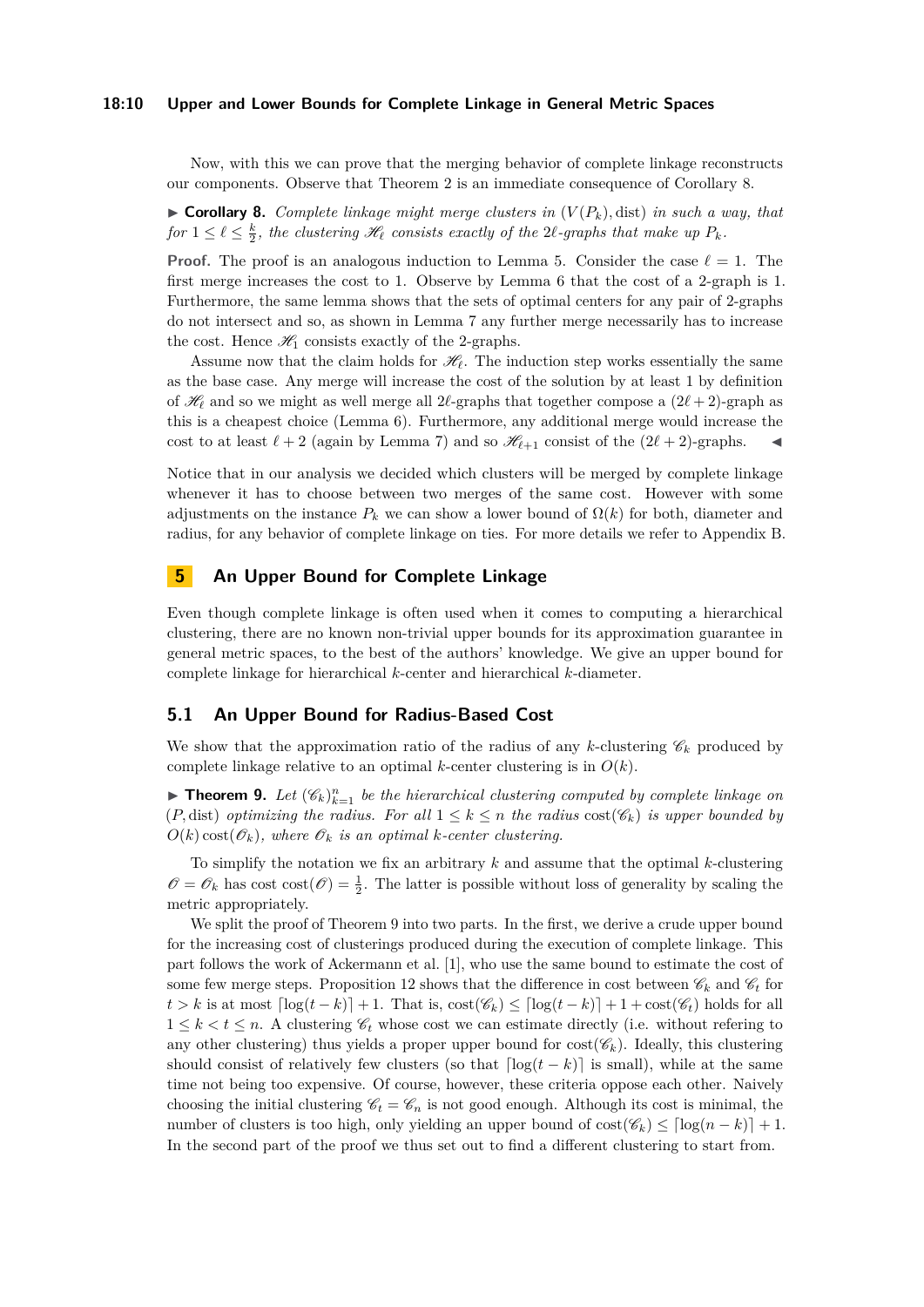Now, with this we can prove that the merging behavior of complete linkage reconstructs our components. Observe that Theorem 2 is an immediate consequence of Corollary 8.

▶ **Corollary 8.** *Complete linkage might merge clusters in $(V(P_k), \mathrm{dist})$ in such a way, that for $1 \leq \ell \leq \frac{k}{2}$, the clustering $\mathscr{H}_\ell$ consists exactly of the $2\ell$-graphs that make up $P_k$.*

**Proof.** The proof is an analogous induction to Lemma 5. Consider the case $\ell = 1$. The first merge increases the cost to 1. Observe by Lemma 6 that the cost of a 2-graph is 1. Furthermore, the same lemma shows that the sets of optimal centers for any pair of 2-graphs do not intersect and so, as shown in Lemma 7 any further merge necessarily has to increase the cost. Hence $\mathscr{H}_1$ consists exactly of the 2-graphs.

Assume now that the claim holds for $\mathscr{H}_\ell$. The induction step works essentially the same as the base case. Any merge will increase the cost of the solution by at least 1 by definition of $\mathscr{H}_\ell$ and so we might as well merge all $2\ell$-graphs that together compose a $(2\ell+2)$-graph as this is a cheapest choice (Lemma 6). Furthermore, any additional merge would increase the cost to at least $\ell + 2$ (again by Lemma 7) and so $\mathscr{H}_{\ell+1}$ consist of the $(2\ell+2)$-graphs. ◀

Notice that in our analysis we decided which clusters will be merged by complete linkage whenever it has to choose between two merges of the same cost. However with some adjustments on the instance $P_k$ we can show a lower bound of $\Omega(k)$ for both, diameter and radius, for any behavior of complete linkage on ties. For more details we refer to Appendix B.

## 5 An Upper Bound for Complete Linkage

Even though complete linkage is often used when it comes to computing a hierarchical clustering, there are no known non-trivial upper bounds for its approximation guarantee in general metric spaces, to the best of the authors' knowledge. We give an upper bound for complete linkage for hierarchical $k$-center and hierarchical $k$-diameter.

### 5.1 An Upper Bound for Radius-Based Cost

We show that the approximation ratio of the radius of any $k$-clustering $\mathscr{C}_k$ produced by complete linkage relative to an optimal $k$-center clustering is in $O(k)$.

▶ **Theorem 9.** *Let $(\mathscr{C}_k)_{k=1}^n$ be the hierarchical clustering computed by complete linkage on $(P, \mathrm{dist})$ optimizing the radius. For all $1 \leq k \leq n$ the radius $\mathrm{cost}(\mathscr{C}_k)$ is upper bounded by $O(k)\,\mathrm{cost}(\mathscr{O}_k)$, where $\mathscr{O}_k$ is an optimal $k$-center clustering.*

To simplify the notation we fix an arbitrary $k$ and assume that the optimal $k$-clustering $\mathscr{O} = \mathscr{O}_k$ has cost $\mathrm{cost}(\mathscr{O}) = \frac{1}{2}$. The latter is possible without loss of generality by scaling the metric appropriately.

We split the proof of Theorem 9 into two parts. In the first, we derive a crude upper bound for the increasing cost of clusterings produced during the execution of complete linkage. This part follows the work of Ackermann et al. [1], who use the same bound to estimate the cost of some few merge steps. Proposition 12 shows that the difference in cost between $\mathscr{C}_k$ and $\mathscr{C}_t$ for $t > k$ is at most $\lceil \log(t-k) \rceil + 1$. That is, $\mathrm{cost}(\mathscr{C}_k) \leq \lceil \log(t-k) \rceil + 1 + \mathrm{cost}(\mathscr{C}_t)$ holds for all $1 \leq k < t \leq n$. A clustering $\mathscr{C}_t$ whose cost we can estimate directly (i.e. without refering to any other clustering) thus yields a proper upper bound for $\mathrm{cost}(\mathscr{C}_k)$. Ideally, this clustering should consist of relatively few clusters (so that $\lceil \log(t-k) \rceil$ is small), while at the same time not being too expensive. Of course, however, these criteria oppose each other. Naively choosing the initial clustering $\mathscr{C}_t = \mathscr{C}_n$ is not good enough. Although its cost is minimal, the number of clusters is too high, only yielding an upper bound of $\mathrm{cost}(\mathscr{C}_k) \leq \lceil \log(n-k) \rceil + 1$. In the second part of the proof we thus set out to find a different clustering to start from.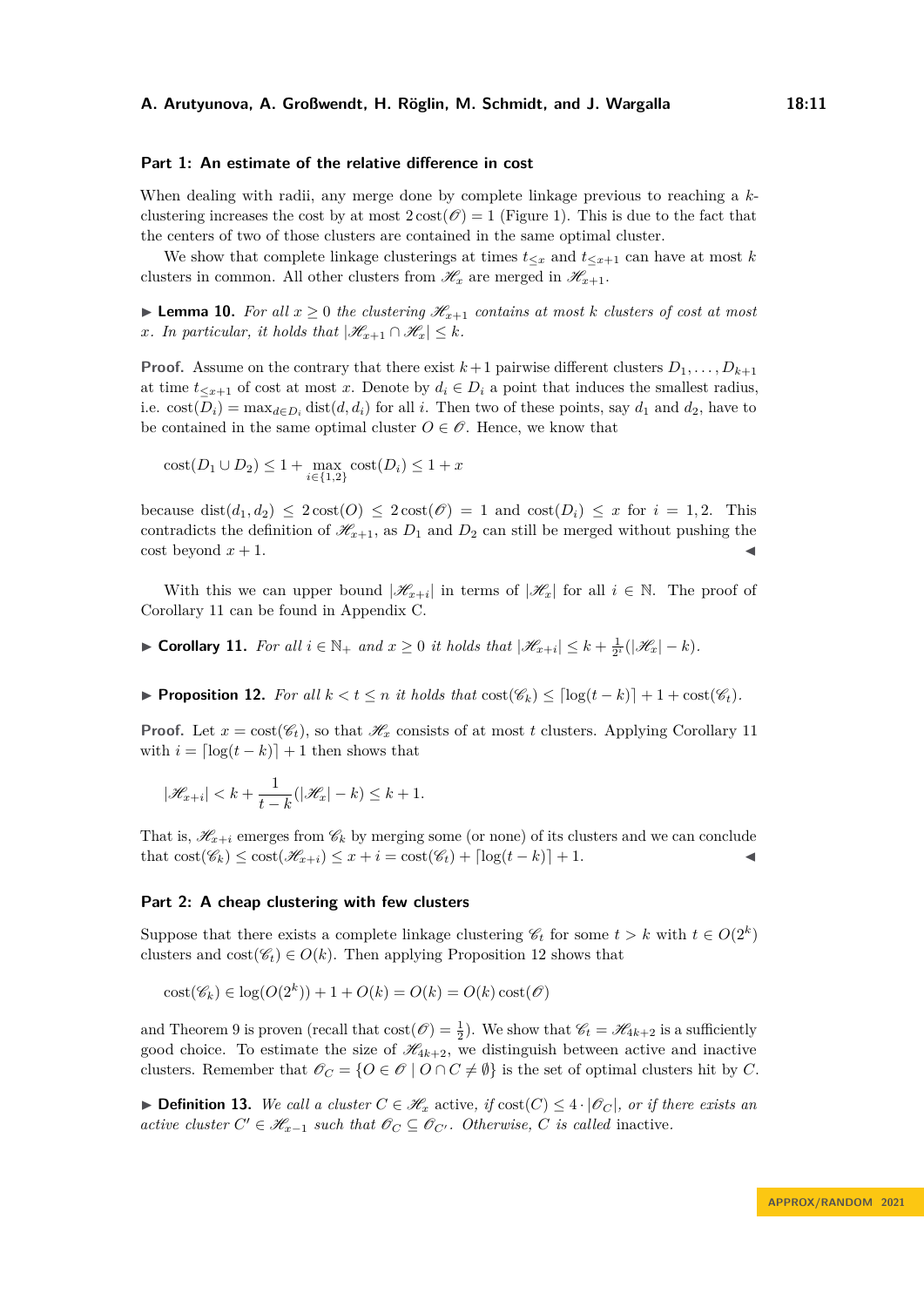### Part 1: An estimate of the relative difference in cost

When dealing with radii, any merge done by complete linkage previous to reaching a $k$-clustering increases the cost by at most $2\,\mathrm{cost}(\mathscr{O}) = 1$ (Figure 1). This is due to the fact that the centers of two of those clusters are contained in the same optimal cluster.

We show that complete linkage clusterings at times $t_{\le x}$ and $t_{\le x+1}$ can have at most $k$ clusters in common. All other clusters from $\mathscr{H}_x$ are merged in $\mathscr{H}_{x+1}$.

▶ **Lemma 10.** *For all $x \ge 0$ the clustering $\mathscr{H}_{x+1}$ contains at most $k$ clusters of cost at most $x$. In particular, it holds that $|\mathscr{H}_{x+1} \cap \mathscr{H}_x| \le k$.*

**Proof.** Assume on the contrary that there exist $k+1$ pairwise different clusters $D_1, \dots, D_{k+1}$ at time $t_{\le x+1}$ of cost at most $x$. Denote by $d_i \in D_i$ a point that induces the smallest radius, i.e. $\mathrm{cost}(D_i) = \max_{d \in D_i} \mathrm{dist}(d, d_i)$ for all $i$. Then two of these points, say $d_1$ and $d_2$, have to be contained in the same optimal cluster $O \in \mathscr{O}$. Hence, we know that

$$\mathrm{cost}(D_1 \cup D_2) \le 1 + \max_{i \in \{1,2\}} \mathrm{cost}(D_i) \le 1 + x$$

because $\mathrm{dist}(d_1, d_2) \le 2\,\mathrm{cost}(O) \le 2\,\mathrm{cost}(\mathscr{O}) = 1$ and $\mathrm{cost}(D_i) \le x$ for $i = 1, 2$. This contradicts the definition of $\mathscr{H}_{x+1}$, as $D_1$ and $D_2$ can still be merged without pushing the cost beyond $x + 1$. ◀

With this we can upper bound $|\mathscr{H}_{x+i}|$ in terms of $|\mathscr{H}_x|$ for all $i \in \mathbb{N}$. The proof of Corollary 11 can be found in Appendix C.

▶ **Corollary 11.** *For all $i \in \mathbb{N}_+$ and $x \ge 0$ it holds that $|\mathscr{H}_{x+i}| \le k + \frac{1}{2^i}(|\mathscr{H}_x| - k)$.*

▶ **Proposition 12.** *For all $k < t \le n$ it holds that $\mathrm{cost}(\mathscr{C}_k) \le \lceil \log(t-k) \rceil + 1 + \mathrm{cost}(\mathscr{C}_t)$.*

**Proof.** Let $x = \mathrm{cost}(\mathscr{C}_t)$, so that $\mathscr{H}_x$ consists of at most $t$ clusters. Applying Corollary 11 with $i = \lceil \log(t-k) \rceil + 1$ then shows that

$$|\mathscr{H}_{x+i}| < k + \frac{1}{t-k}(|\mathscr{H}_x| - k) \le k + 1.$$

That is, $\mathscr{H}_{x+i}$ emerges from $\mathscr{C}_k$ by merging some (or none) of its clusters and we can conclude that $\mathrm{cost}(\mathscr{C}_k) \le \mathrm{cost}(\mathscr{H}_{x+i}) \le x + i = \mathrm{cost}(\mathscr{C}_t) + \lceil \log(t-k) \rceil + 1$. ◀

### Part 2: A cheap clustering with few clusters

Suppose that there exists a complete linkage clustering $\mathscr{C}_t$ for some $t > k$ with $t \in O(2^k)$ clusters and $\mathrm{cost}(\mathscr{C}_t) \in O(k)$. Then applying Proposition 12 shows that

$$\mathrm{cost}(\mathscr{C}_k) \in \log(O(2^k)) + 1 + O(k) = O(k) = O(k)\,\mathrm{cost}(\mathscr{O})$$

and Theorem 9 is proven (recall that $\mathrm{cost}(\mathscr{O}) = \frac{1}{2}$). We show that $\mathscr{C}_t = \mathscr{H}_{4k+2}$ is a sufficiently good choice. To estimate the size of $\mathscr{H}_{4k+2}$, we distinguish between active and inactive clusters. Remember that $\mathscr{O}_C = \{O \in \mathscr{O} \mid O \cap C \neq \emptyset\}$ is the set of optimal clusters hit by $C$.

▶ **Definition 13.** *We call a cluster $C \in \mathscr{H}_x$* active*, if $\mathrm{cost}(C) \le 4 \cdot |\mathscr{O}_C|$, or if there exists an active cluster $C' \in \mathscr{H}_{x-1}$ such that $\mathscr{O}_C \subseteq \mathscr{O}_{C'}$. Otherwise, $C$ is called* inactive*.*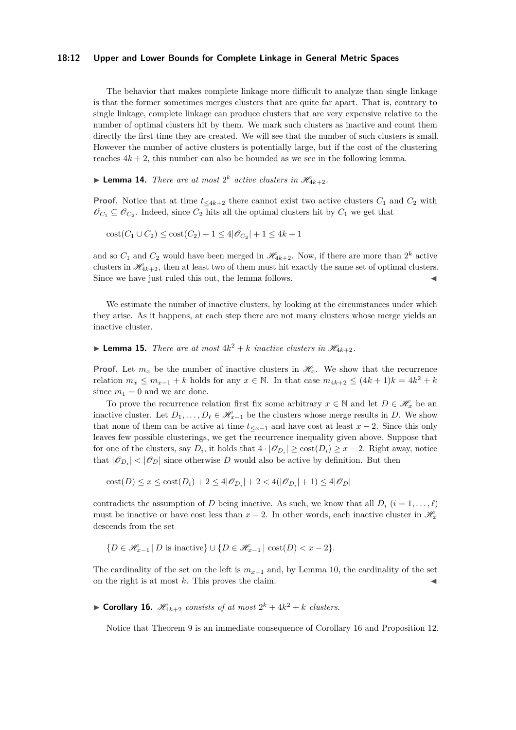The behavior that makes complete linkage more difficult to analyze than single linkage is that the former sometimes merges clusters that are quite far apart. That is, contrary to single linkage, complete linkage can produce clusters that are very expensive relative to the number of optimal clusters hit by them. We mark such clusters as inactive and count them directly the first time they are created. We will see that the number of such clusters is small. However the number of active clusters is potentially large, but if the cost of the clustering reaches $4k + 2$, this number can also be bounded as we see in the following lemma.

▶ **Lemma 14.** *There are at most $2^k$ active clusters in $\mathscr{H}_{4k+2}$.*

**Proof.** Notice that at time $t_{\leq 4k+2}$ there cannot exist two active clusters $C_1$ and $C_2$ with $\mathscr{O}_{C_1} \subseteq \mathscr{O}_{C_2}$. Indeed, since $C_2$ hits all the optimal clusters hit by $C_1$ we get that

$$\mathrm{cost}(C_1 \cup C_2) \leq \mathrm{cost}(C_2) + 1 \leq 4|\mathscr{O}_{C_2}| + 1 \leq 4k + 1$$

and so $C_1$ and $C_2$ would have been merged in $\mathscr{H}_{4k+2}$. Now, if there are more than $2^k$ active clusters in $\mathscr{H}_{4k+2}$, then at least two of them must hit exactly the same set of optimal clusters. Since we have just ruled this out, the lemma follows. ◀

We estimate the number of inactive clusters, by looking at the circumstances under which they arise. As it happens, at each step there are not many clusters whose merge yields an inactive cluster.

▶ **Lemma 15.** *There are at most $4k^2 + k$ inactive clusters in $\mathscr{H}_{4k+2}$.*

**Proof.** Let $m_x$ be the number of inactive clusters in $\mathscr{H}_x$. We show that the recurrence relation $m_x \leq m_{x-1} + k$ holds for any $x \in \mathbb{N}$. In that case $m_{4k+2} \leq (4k+1)k = 4k^2 + k$ since $m_1 = 0$ and we are done.

To prove the recurrence relation first fix some arbitrary $x \in \mathbb{N}$ and let $D \in \mathscr{H}_x$ be an inactive cluster. Let $D_1, \ldots, D_\ell \in \mathscr{H}_{x-1}$ be the clusters whose merge results in $D$. We show that none of them can be active at time $t_{\leq x-1}$ and have cost at least $x - 2$. Since this only leaves few possible clusterings, we get the recurrence inequality given above. Suppose that for one of the clusters, say $D_i$, it holds that $4 \cdot |\mathscr{O}_{D_i}| \geq \mathrm{cost}(D_i) \geq x - 2$. Right away, notice that $|\mathscr{O}_{D_i}| < |\mathscr{O}_D|$ since otherwise $D$ would also be active by definition. But then

$$\mathrm{cost}(D) \leq x \leq \mathrm{cost}(D_i) + 2 \leq 4|\mathscr{O}_{D_i}| + 2 < 4(|\mathscr{O}_{D_i}| + 1) \leq 4|\mathscr{O}_D|$$

contradicts the assumption of $D$ being inactive. As such, we know that all $D_i$ ($i = 1, \ldots, \ell$) must be inactive or have cost less than $x - 2$. In other words, each inactive cluster in $\mathscr{H}_x$ descends from the set

$$\{D \in \mathscr{H}_{x-1} \mid D \text{ is inactive}\} \cup \{D \in \mathscr{H}_{x-1} \mid \mathrm{cost}(D) < x - 2\}.$$

The cardinality of the set on the left is $m_{x-1}$ and, by Lemma 10, the cardinality of the set on the right is at most $k$. This proves the claim. ◀

▶ **Corollary 16.** *$\mathscr{H}_{4k+2}$ consists of at most $2^k + 4k^2 + k$ clusters.*

Notice that Theorem 9 is an immediate consequence of Corollary 16 and Proposition 12.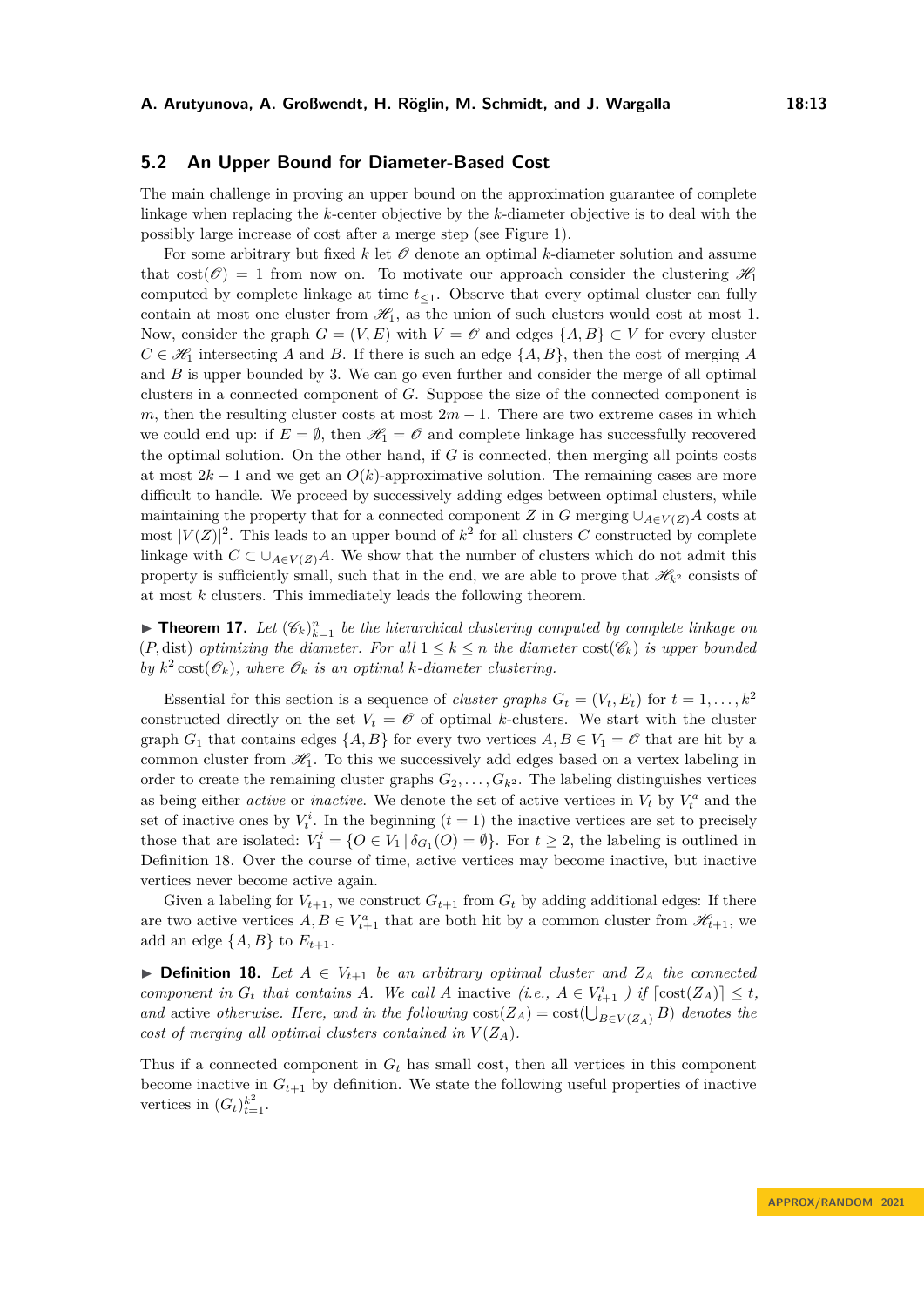## 5.2 An Upper Bound for Diameter-Based Cost

The main challenge in proving an upper bound on the approximation guarantee of complete linkage when replacing the $k$-center objective by the $k$-diameter objective is to deal with the possibly large increase of cost after a merge step (see Figure 1).

For some arbitrary but fixed $k$ let $\mathscr{O}$ denote an optimal $k$-diameter solution and assume that $\text{cost}(\mathscr{O}) = 1$ from now on. To motivate our approach consider the clustering $\mathscr{H}_1$ computed by complete linkage at time $t_{\leq 1}$. Observe that every optimal cluster can fully contain at most one cluster from $\mathscr{H}_1$, as the union of such clusters would cost at most 1. Now, consider the graph $G = (V, E)$ with $V = \mathscr{O}$ and edges $\{A, B\} \subset V$ for every cluster $C \in \mathscr{H}_1$ intersecting $A$ and $B$. If there is such an edge $\{A, B\}$, then the cost of merging $A$ and $B$ is upper bounded by 3. We can go even further and consider the merge of all optimal clusters in a connected component of $G$. Suppose the size of the connected component is $m$, then the resulting cluster costs at most $2m - 1$. There are two extreme cases in which we could end up: if $E = \emptyset$, then $\mathscr{H}_1 = \mathscr{O}$ and complete linkage has successfully recovered the optimal solution. On the other hand, if $G$ is connected, then merging all points costs at most $2k - 1$ and we get an $O(k)$-approximative solution. The remaining cases are more difficult to handle. We proceed by successively adding edges between optimal clusters, while maintaining the property that for a connected component $Z$ in $G$ merging $\cup_{A \in V(Z)} A$ costs at most $|V(Z)|^2$. This leads to an upper bound of $k^2$ for all clusters $C$ constructed by complete linkage with $C \subset \cup_{A \in V(Z)} A$. We show that the number of clusters which do not admit this property is sufficiently small, such that in the end, we are able to prove that $\mathscr{H}_{k^2}$ consists of at most $k$ clusters. This immediately leads the following theorem.

▶ **Theorem 17.** *Let $(\mathscr{C}_k)_{k=1}^n$ be the hierarchical clustering computed by complete linkage on $(P, \text{dist})$ optimizing the diameter. For all $1 \leq k \leq n$ the diameter $\text{cost}(\mathscr{C}_k)$ is upper bounded by $k^2 \text{cost}(\mathscr{O}_k)$, where $\mathscr{O}_k$ is an optimal $k$-diameter clustering.*

Essential for this section is a sequence of *cluster graphs* $G_t = (V_t, E_t)$ for $t = 1, \ldots, k^2$ constructed directly on the set $V_t = \mathscr{O}$ of optimal $k$-clusters. We start with the cluster graph $G_1$ that contains edges $\{A, B\}$ for every two vertices $A, B \in V_1 = \mathscr{O}$ that are hit by a common cluster from $\mathscr{H}_1$. To this we successively add edges based on a vertex labeling in order to create the remaining cluster graphs $G_2, \ldots, G_{k^2}$. The labeling distinguishes vertices as being either *active* or *inactive*. We denote the set of active vertices in $V_t$ by $V_t^a$ and the set of inactive ones by $V_t^i$. In the beginning $(t = 1)$ the inactive vertices are set to precisely those that are isolated: $V_1^i = \{O \in V_1 \mid \delta_{G_1}(O) = \emptyset\}$. For $t \geq 2$, the labeling is outlined in Definition 18. Over the course of time, active vertices may become inactive, but inactive vertices never become active again.

Given a labeling for $V_{t+1}$, we construct $G_{t+1}$ from $G_t$ by adding additional edges: If there are two active vertices $A, B \in V_{t+1}^a$ that are both hit by a common cluster from $\mathscr{H}_{t+1}$, we add an edge $\{A, B\}$ to $E_{t+1}$.

▶ **Definition 18.** *Let $A \in V_{t+1}$ be an arbitrary optimal cluster and $Z_A$ the connected component in $G_t$ that contains $A$. We call $A$* inactive *(i.e., $A \in V_{t+1}^i$ ) if $\lceil \text{cost}(Z_A) \rceil \leq t$, and* active *otherwise. Here, and in the following $\text{cost}(Z_A) = \text{cost}(\bigcup_{B \in V(Z_A)} B)$ denotes the cost of merging all optimal clusters contained in $V(Z_A)$.*

Thus if a connected component in $G_t$ has small cost, then all vertices in this component become inactive in $G_{t+1}$ by definition. We state the following useful properties of inactive vertices in $(G_t)_{t=1}^{k^2}$.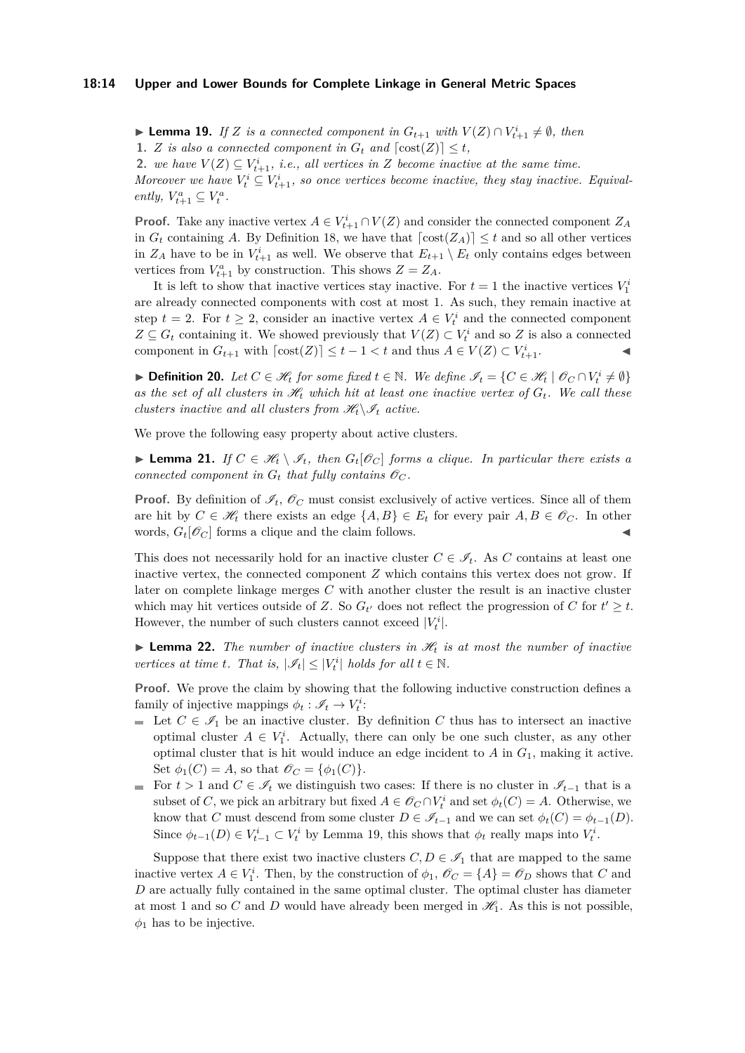**Lemma 19.** *If $Z$ is a connected component in $G_{t+1}$ with $V(Z) \cap V_{t+1}^i \neq \emptyset$, then*

1. *$Z$ is also a connected component in $G_t$ and $\lceil \text{cost}(Z) \rceil \leq t$,*
2. *we have $V(Z) \subseteq V_{t+1}^i$, i.e., all vertices in $Z$ become inactive at the same time.*

*Moreover we have $V_t^i \subseteq V_{t+1}^i$, so once vertices become inactive, they stay inactive. Equivalently, $V_{t+1}^a \subseteq V_t^a$.*

**Proof.** Take any inactive vertex $A \in V_{t+1}^i \cap V(Z)$ and consider the connected component $Z_A$ in $G_t$ containing $A$. By Definition 18, we have that $\lceil \text{cost}(Z_A) \rceil \leq t$ and so all other vertices in $Z_A$ have to be in $V_{t+1}^i$ as well. We observe that $E_{t+1} \setminus E_t$ only contains edges between vertices from $V_{t+1}^a$ by construction. This shows $Z = Z_A$.

It is left to show that inactive vertices stay inactive. For $t = 1$ the inactive vertices $V_1^i$ are already connected components with cost at most 1. As such, they remain inactive at step $t = 2$. For $t \geq 2$, consider an inactive vertex $A \in V_t^i$ and the connected component $Z \subseteq G_t$ containing it. We showed previously that $V(Z) \subset V_t^i$ and so $Z$ is also a connected component in $G_{t+1}$ with $\lceil \text{cost}(Z) \rceil \leq t - 1 < t$ and thus $A \in V(Z) \subset V_{t+1}^i$. ◀

**Definition 20.** *Let $C \in \mathscr{H}_t$ for some fixed $t \in \mathbb{N}$. We define $\mathscr{I}_t = \{C \in \mathscr{H}_t \mid \mathscr{O}_C \cap V_t^i \neq \emptyset\}$ as the set of all clusters in $\mathscr{H}_t$ which hit at least one inactive vertex of $G_t$. We call these clusters inactive and all clusters from $\mathscr{H}_t \setminus \mathscr{I}_t$ active.*

We prove the following easy property about active clusters.

**Lemma 21.** *If $C \in \mathscr{H}_t \setminus \mathscr{I}_t$, then $G_t[\mathscr{O}_C]$ forms a clique. In particular there exists a connected component in $G_t$ that fully contains $\mathscr{O}_C$.*

**Proof.** By definition of $\mathscr{I}_t$, $\mathscr{O}_C$ must consist exclusively of active vertices. Since all of them are hit by $C \in \mathscr{H}_t$ there exists an edge $\{A, B\} \in E_t$ for every pair $A, B \in \mathscr{O}_C$. In other words, $G_t[\mathscr{O}_C]$ forms a clique and the claim follows. ◀

This does not necessarily hold for an inactive cluster $C \in \mathscr{I}_t$. As $C$ contains at least one inactive vertex, the connected component $Z$ which contains this vertex does not grow. If later on complete linkage merges $C$ with another cluster the result is an inactive cluster which may hit vertices outside of $Z$. So $G_{t'}$ does not reflect the progression of $C$ for $t' \geq t$. However, the number of such clusters cannot exceed $|V_t^i|$.

**Lemma 22.** *The number of inactive clusters in $\mathscr{H}_t$ is at most the number of inactive vertices at time $t$. That is, $|\mathscr{I}_t| \leq |V_t^i|$ holds for all $t \in \mathbb{N}$.*

**Proof.** We prove the claim by showing that the following inductive construction defines a family of injective mappings $\phi_t : \mathscr{I}_t \to V_t^i$:

- Let $C \in \mathscr{I}_1$ be an inactive cluster. By definition $C$ thus has to intersect an inactive optimal cluster $A \in V_1^i$. Actually, there can only be one such cluster, as any other optimal cluster that is hit would induce an edge incident to $A$ in $G_1$, making it active. Set $\phi_1(C) = A$, so that $\mathscr{O}_C = \{\phi_1(C)\}$.
- For $t > 1$ and $C \in \mathscr{I}_t$ we distinguish two cases: If there is no cluster in $\mathscr{I}_{t-1}$ that is a subset of $C$, we pick an arbitrary but fixed $A \in \mathscr{O}_C \cap V_t^i$ and set $\phi_t(C) = A$. Otherwise, we know that $C$ must descend from some cluster $D \in \mathscr{I}_{t-1}$ and we can set $\phi_t(C) = \phi_{t-1}(D)$. Since $\phi_{t-1}(D) \in V_{t-1}^i \subset V_t^i$ by Lemma 19, this shows that $\phi_t$ really maps into $V_t^i$.

Suppose that there exist two inactive clusters $C, D \in \mathscr{I}_1$ that are mapped to the same inactive vertex $A \in V_1^i$. Then, by the construction of $\phi_1$, $\mathscr{O}_C = \{A\} = \mathscr{O}_D$ shows that $C$ and $D$ are actually fully contained in the same optimal cluster. The optimal cluster has diameter at most 1 and so $C$ and $D$ would have already been merged in $\mathscr{H}_1$. As this is not possible, $\phi_1$ has to be injective.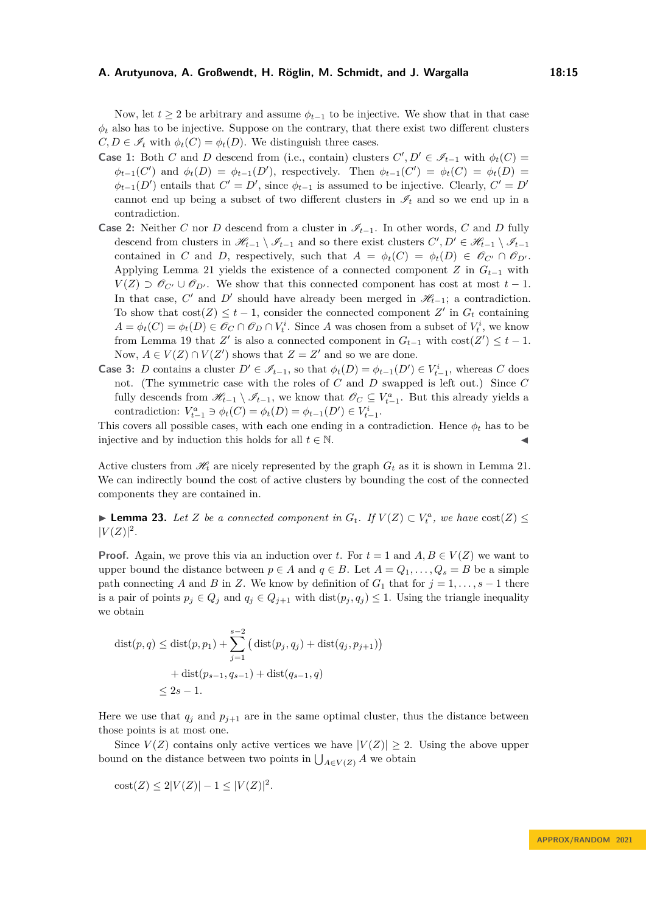Now, let $t \geq 2$ be arbitrary and assume $\phi_{t-1}$ to be injective. We show that in that case $\phi_t$ also has to be injective. Suppose on the contrary, that there exist two different clusters $C, D \in \mathscr{I}_t$ with $\phi_t(C) = \phi_t(D)$. We distinguish three cases.

**Case 1:** Both $C$ and $D$ descend from (i.e., contain) clusters $C', D' \in \mathscr{I}_{t-1}$ with $\phi_t(C) = \phi_{t-1}(C')$ and $\phi_t(D) = \phi_{t-1}(D')$, respectively. Then $\phi_{t-1}(C') = \phi_t(C) = \phi_t(D) = \phi_{t-1}(D')$ entails that $C' = D'$, since $\phi_{t-1}$ is assumed to be injective. Clearly, $C' = D'$ cannot end up being a subset of two different clusters in $\mathscr{I}_t$ and so we end up in a contradiction.

**Case 2:** Neither $C$ nor $D$ descend from a cluster in $\mathscr{I}_{t-1}$. In other words, $C$ and $D$ fully descend from clusters in $\mathscr{H}_{t-1} \setminus \mathscr{I}_{t-1}$ and so there exist clusters $C', D' \in \mathscr{H}_{t-1} \setminus \mathscr{I}_{t-1}$ contained in $C$ and $D$, respectively, such that $A = \phi_t(C) = \phi_t(D) \in \mathscr{O}_{C'} \cap \mathscr{O}_{D'}$. Applying Lemma 21 yields the existence of a connected component $Z$ in $G_{t-1}$ with $V(Z) \supset \mathscr{O}_{C'} \cup \mathscr{O}_{D'}$. We show that this connected component has cost at most $t-1$. In that case, $C'$ and $D'$ should have already been merged in $\mathscr{H}_{t-1}$; a contradiction. To show that $\text{cost}(Z) \leq t-1$, consider the connected component $Z'$ in $G_t$ containing $A = \phi_t(C) = \phi_t(D) \in \mathscr{O}_C \cap \mathscr{O}_D \cap V_t^i$. Since $A$ was chosen from a subset of $V_t^i$, we know from Lemma 19 that $Z'$ is also a connected component in $G_{t-1}$ with $\text{cost}(Z') \leq t-1$. Now, $A \in V(Z) \cap V(Z')$ shows that $Z = Z'$ and so we are done.

**Case 3:** $D$ contains a cluster $D' \in \mathscr{I}_{t-1}$, so that $\phi_t(D) = \phi_{t-1}(D') \in V_{t-1}^i$, whereas $C$ does not. (The symmetric case with the roles of $C$ and $D$ swapped is left out.) Since $C$ fully descends from $\mathscr{H}_{t-1} \setminus \mathscr{I}_{t-1}$, we know that $\mathscr{O}_C \subseteq V_{t-1}^a$. But this already yields a contradiction: $V_{t-1}^a \ni \phi_t(C) = \phi_t(D) = \phi_{t-1}(D') \in V_{t-1}^i$.

This covers all possible cases, with each one ending in a contradiction. Hence $\phi_t$ has to be injective and by induction this holds for all $t \in \mathbb{N}$. ◀

Active clusters from $\mathscr{H}_t$ are nicely represented by the graph $G_t$ as it is shown in Lemma 21. We can indirectly bound the cost of active clusters by bounding the cost of the connected components they are contained in.

▶ **Lemma 23.** *Let $Z$ be a connected component in $G_t$. If $V(Z) \subset V_t^a$, we have $\text{cost}(Z) \leq |V(Z)|^2$.*

**Proof.** Again, we prove this via an induction over $t$. For $t = 1$ and $A, B \in V(Z)$ we want to upper bound the distance between $p \in A$ and $q \in B$. Let $A = Q_1, \ldots, Q_s = B$ be a simple path connecting $A$ and $B$ in $Z$. We know by definition of $G_1$ that for $j = 1, \ldots, s-1$ there is a pair of points $p_j \in Q_j$ and $q_j \in Q_{j+1}$ with $\text{dist}(p_j, q_j) \leq 1$. Using the triangle inequality we obtain

$$\begin{aligned}
\text{dist}(p, q) &\leq \text{dist}(p, p_1) + \sum_{j=1}^{s-2} \big( \text{dist}(p_j, q_j) + \text{dist}(q_j, p_{j+1}) \big) \\
&\quad + \text{dist}(p_{s-1}, q_{s-1}) + \text{dist}(q_{s-1}, q) \\
&\leq 2s - 1.
\end{aligned}$$

Here we use that $q_j$ and $p_{j+1}$ are in the same optimal cluster, thus the distance between those points is at most one.

Since $V(Z)$ contains only active vertices we have $|V(Z)| \geq 2$. Using the above upper bound on the distance between two points in $\bigcup_{A \in V(Z)} A$ we obtain

$$\text{cost}(Z) \leq 2|V(Z)| - 1 \leq |V(Z)|^2.$$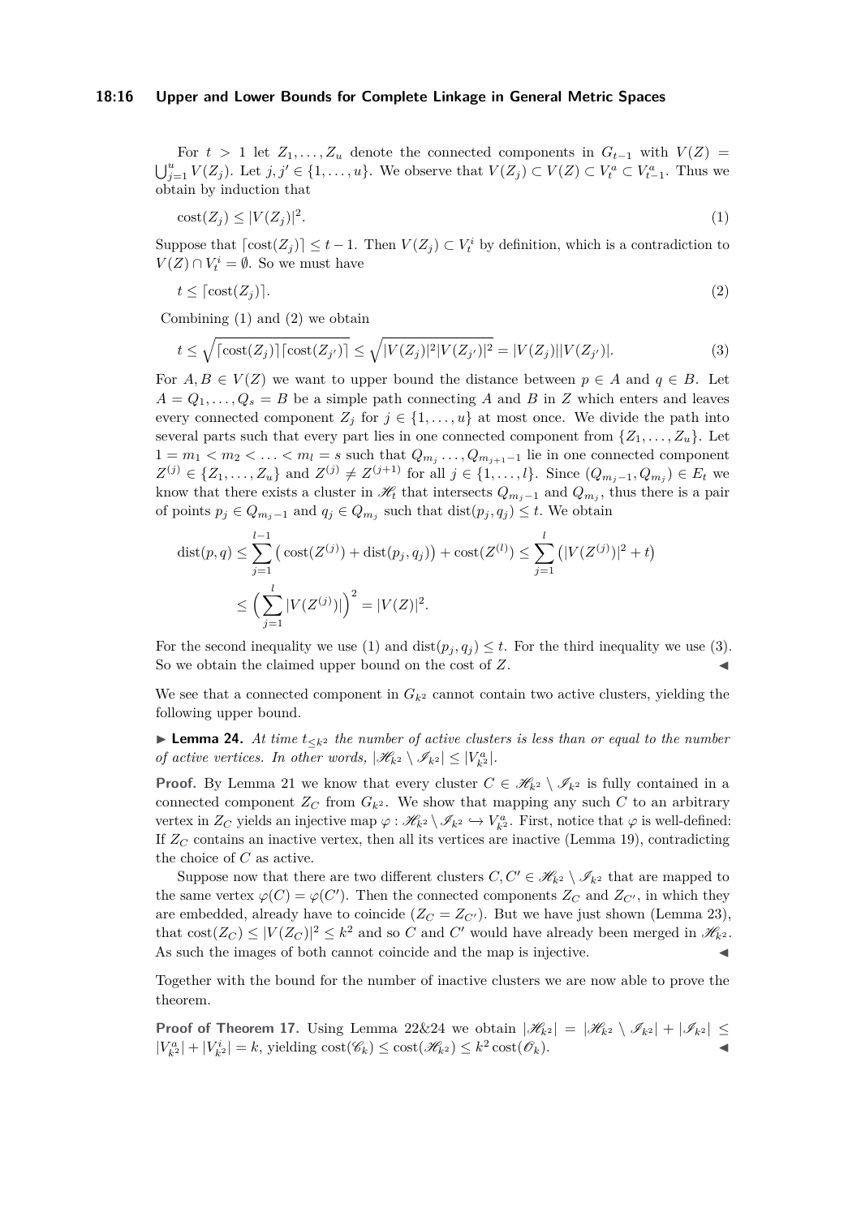For $t > 1$ let $Z_1, \dots, Z_u$ denote the connected components in $G_{t-1}$ with $V(Z) = \bigcup_{j=1}^{u} V(Z_j)$. Let $j, j' \in \{1, \dots, u\}$. We observe that $V(Z_j) \subset V(Z) \subset V_t^a \subset V_{t-1}^a$. Thus we obtain by induction that

$$\operatorname{cost}(Z_j) \leq |V(Z_j)|^2. \tag{1}$$

Suppose that $\lceil \operatorname{cost}(Z_j) \rceil \leq t-1$. Then $V(Z_j) \subset V_t^i$ by definition, which is a contradiction to $V(Z) \cap V_t^i = \emptyset$. So we must have

$$t \leq \lceil \operatorname{cost}(Z_j) \rceil. \tag{2}$$

Combining (1) and (2) we obtain

$$t \leq \sqrt{\lceil \operatorname{cost}(Z_j) \rceil \lceil \operatorname{cost}(Z_{j'}) \rceil} \leq \sqrt{|V(Z_j)|^2 |V(Z_{j'})|^2} = |V(Z_j)||V(Z_{j'})|. \tag{3}$$

For $A, B \in V(Z)$ we want to upper bound the distance between $p \in A$ and $q \in B$. Let $A = Q_1, \dots, Q_s = B$ be a simple path connecting $A$ and $B$ in $Z$ which enters and leaves every connected component $Z_j$ for $j \in \{1, \dots, u\}$ at most once. We divide the path into several parts such that every part lies in one connected component from $\{Z_1, \dots, Z_u\}$. Let $1 = m_1 < m_2 < \dots < m_l = s$ such that $Q_{m_j} \dots, Q_{m_{j+1}-1}$ lie in one connected component $Z^{(j)} \in \{Z_1, \dots, Z_u\}$ and $Z^{(j)} \neq Z^{(j+1)}$ for all $j \in \{1, \dots, l\}$. Since $(Q_{m_j - 1}, Q_{m_j}) \in E_t$ we know that there exists a cluster in $\mathscr{H}_t$ that intersects $Q_{m_j-1}$ and $Q_{m_j}$, thus there is a pair of points $p_j \in Q_{m_j-1}$ and $q_j \in Q_{m_j}$ such that $\operatorname{dist}(p_j, q_j) \leq t$. We obtain

$$\begin{aligned}
\operatorname{dist}(p,q) &\leq \sum_{j=1}^{l-1} \big( \operatorname{cost}(Z^{(j)}) + \operatorname{dist}(p_j, q_j) \big) + \operatorname{cost}(Z^{(l)}) \leq \sum_{j=1}^{l} \big( |V(Z^{(j)})|^2 + t \big) \\
&\leq \Big( \sum_{j=1}^{l} |V(Z^{(j)})| \Big)^2 = |V(Z)|^2.
\end{aligned}$$

For the second inequality we use (1) and $\operatorname{dist}(p_j, q_j) \leq t$. For the third inequality we use (3). So we obtain the claimed upper bound on the cost of $Z$. ◀

We see that a connected component in $G_{k^2}$ cannot contain two active clusters, yielding the following upper bound.

▶ **Lemma 24.** *At time $t_{\leq k^2}$ the number of active clusters is less than or equal to the number of active vertices. In other words, $|\mathscr{H}_{k^2} \setminus \mathscr{I}_{k^2}| \leq |V_{k^2}^a|$.*

**Proof.** By Lemma 21 we know that every cluster $C \in \mathscr{H}_{k^2} \setminus \mathscr{I}_{k^2}$ is fully contained in a connected component $Z_C$ from $G_{k^2}$. We show that mapping any such $C$ to an arbitrary vertex in $Z_C$ yields an injective map $\varphi : \mathscr{H}_{k^2} \setminus \mathscr{I}_{k^2} \hookrightarrow V_{k^2}^a$. First, notice that $\varphi$ is well-defined: If $Z_C$ contains an inactive vertex, then all its vertices are inactive (Lemma 19), contradicting the choice of $C$ as active.

Suppose now that there are two different clusters $C, C' \in \mathscr{H}_{k^2} \setminus \mathscr{I}_{k^2}$ that are mapped to the same vertex $\varphi(C) = \varphi(C')$. Then the connected components $Z_C$ and $Z_{C'}$, in which they are embedded, already have to coincide ($Z_C = Z_{C'}$). But we have just shown (Lemma 23), that $\operatorname{cost}(Z_C) \leq |V(Z_C)|^2 \leq k^2$ and so $C$ and $C'$ would have already been merged in $\mathscr{H}_{k^2}$. As such the images of both cannot coincide and the map is injective. ◀

Together with the bound for the number of inactive clusters we are now able to prove the theorem.

**Proof of Theorem 17.** Using Lemma 22&24 we obtain $|\mathscr{H}_{k^2}| = |\mathscr{H}_{k^2} \setminus \mathscr{I}_{k^2}| + |\mathscr{I}_{k^2}| \leq |V_{k^2}^a| + |V_{k^2}^i| = k$, yielding $\operatorname{cost}(\mathscr{C}_k) \leq \operatorname{cost}(\mathscr{H}_{k^2}) \leq k^2 \operatorname{cost}(\mathscr{O}_k)$. ◀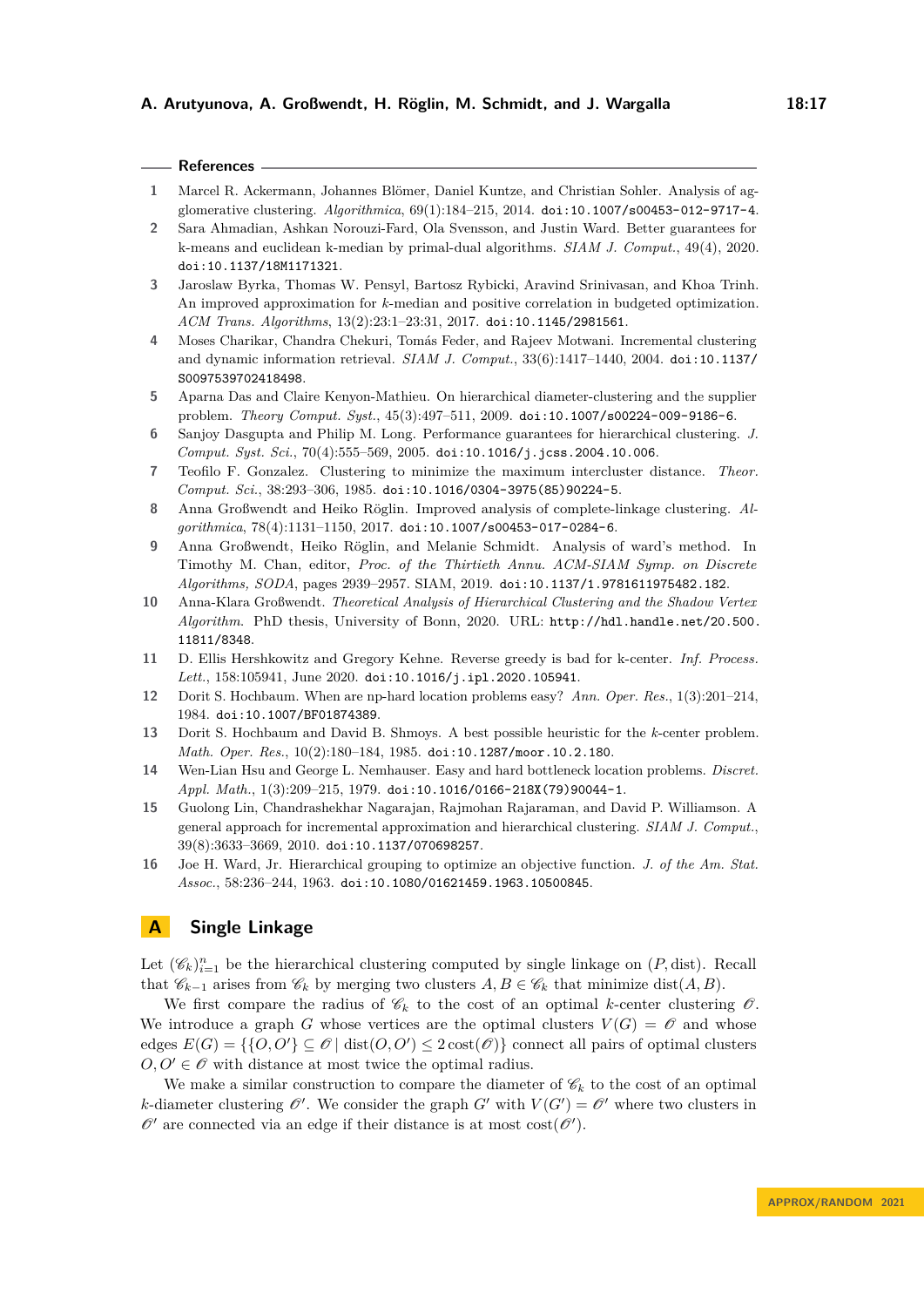## References

1. Marcel R. Ackermann, Johannes Blömer, Daniel Kuntze, and Christian Sohler. Analysis of agglomerative clustering. *Algorithmica*, 69(1):184–215, 2014. doi:10.1007/s00453-012-9717-4.
2. Sara Ahmadian, Ashkan Norouzi-Fard, Ola Svensson, and Justin Ward. Better guarantees for k-means and euclidean k-median by primal-dual algorithms. *SIAM J. Comput.*, 49(4), 2020. doi:10.1137/18M1171321.
3. Jaroslaw Byrka, Thomas W. Pensyl, Bartosz Rybicki, Aravind Srinivasan, and Khoa Trinh. An improved approximation for $k$-median and positive correlation in budgeted optimization. *ACM Trans. Algorithms*, 13(2):23:1–23:31, 2017. doi:10.1145/2981561.
4. Moses Charikar, Chandra Chekuri, Tomás Feder, and Rajeev Motwani. Incremental clustering and dynamic information retrieval. *SIAM J. Comput.*, 33(6):1417–1440, 2004. doi:10.1137/S0097539702418498.
5. Aparna Das and Claire Kenyon-Mathieu. On hierarchical diameter-clustering and the supplier problem. *Theory Comput. Syst.*, 45(3):497–511, 2009. doi:10.1007/s00224-009-9186-6.
6. Sanjoy Dasgupta and Philip M. Long. Performance guarantees for hierarchical clustering. *J. Comput. Syst. Sci.*, 70(4):555–569, 2005. doi:10.1016/j.jcss.2004.10.006.
7. Teofilo F. Gonzalez. Clustering to minimize the maximum intercluster distance. *Theor. Comput. Sci.*, 38:293–306, 1985. doi:10.1016/0304-3975(85)90224-5.
8. Anna Großwendt and Heiko Röglin. Improved analysis of complete-linkage clustering. *Algorithmica*, 78(4):1131–1150, 2017. doi:10.1007/s00453-017-0284-6.
9. Anna Großwendt, Heiko Röglin, and Melanie Schmidt. Analysis of ward's method. In Timothy M. Chan, editor, *Proc. of the Thirtieth Annu. ACM-SIAM Symp. on Discrete Algorithms, SODA*, pages 2939–2957. SIAM, 2019. doi:10.1137/1.9781611975482.182.
10. Anna-Klara Großwendt. *Theoretical Analysis of Hierarchical Clustering and the Shadow Vertex Algorithm*. PhD thesis, University of Bonn, 2020. URL: http://hdl.handle.net/20.500.11811/8348.
11. D. Ellis Hershkowitz and Gregory Kehne. Reverse greedy is bad for k-center. *Inf. Process. Lett.*, 158:105941, June 2020. doi:10.1016/j.ipl.2020.105941.
12. Dorit S. Hochbaum. When are np-hard location problems easy? *Ann. Oper. Res.*, 1(3):201–214, 1984. doi:10.1007/BF01874389.
13. Dorit S. Hochbaum and David B. Shmoys. A best possible heuristic for the $k$-center problem. *Math. Oper. Res.*, 10(2):180–184, 1985. doi:10.1287/moor.10.2.180.
14. Wen-Lian Hsu and George L. Nemhauser. Easy and hard bottleneck location problems. *Discret. Appl. Math.*, 1(3):209–215, 1979. doi:10.1016/0166-218X(79)90044-1.
15. Guolong Lin, Chandrashekhar Nagarajan, Rajmohan Rajaraman, and David P. Williamson. A general approach for incremental approximation and hierarchical clustering. *SIAM J. Comput.*, 39(8):3633–3669, 2010. doi:10.1137/070698257.
16. Joe H. Ward, Jr. Hierarchical grouping to optimize an objective function. *J. of the Am. Stat. Assoc.*, 58:236–244, 1963. doi:10.1080/01621459.1963.10500845.

# A Single Linkage

Let $(\mathscr{C}_k)_{i=1}^n$ be the hierarchical clustering computed by single linkage on $(P, \mathrm{dist})$. Recall that $\mathscr{C}_{k-1}$ arises from $\mathscr{C}_k$ by merging two clusters $A, B \in \mathscr{C}_k$ that minimize $\mathrm{dist}(A, B)$.

We first compare the radius of $\mathscr{C}_k$ to the cost of an optimal $k$-center clustering $\mathscr{O}$. We introduce a graph $G$ whose vertices are the optimal clusters $V(G) = \mathscr{O}$ and whose edges $E(G) = \{\{O, O'\} \subseteq \mathscr{O} \mid \mathrm{dist}(O, O') \leq 2\,\mathrm{cost}(\mathscr{O})\}$ connect all pairs of optimal clusters $O, O' \in \mathscr{O}$ with distance at most twice the optimal radius.

We make a similar construction to compare the diameter of $\mathscr{C}_k$ to the cost of an optimal $k$-diameter clustering $\mathscr{O}'$. We consider the graph $G'$ with $V(G') = \mathscr{O}'$ where two clusters in $\mathscr{O}'$ are connected via an edge if their distance is at most $\mathrm{cost}(\mathscr{O}')$.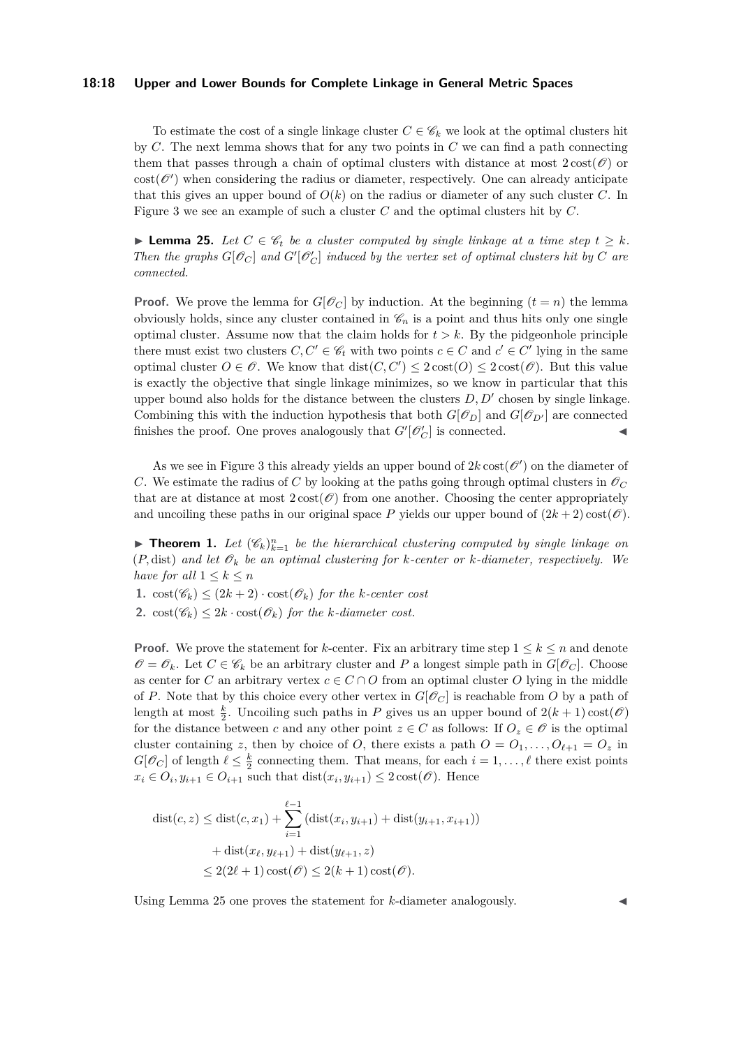To estimate the cost of a single linkage cluster $C \in \mathscr{C}_k$ we look at the optimal clusters hit by $C$. The next lemma shows that for any two points in $C$ we can find a path connecting them that passes through a chain of optimal clusters with distance at most $2\operatorname{cost}(\mathscr{O})$ or $\operatorname{cost}(\mathscr{O}')$ when considering the radius or diameter, respectively. One can already anticipate that this gives an upper bound of $O(k)$ on the radius or diameter of any such cluster $C$. In Figure 3 we see an example of such a cluster $C$ and the optimal clusters hit by $C$.

► **Lemma 25.** *Let $C \in \mathscr{C}_t$ be a cluster computed by single linkage at a time step $t \geq k$. Then the graphs $G[\mathscr{O}_C]$ and $G'[\mathscr{O}'_C]$ induced by the vertex set of optimal clusters hit by $C$ are connected.*

**Proof.** We prove the lemma for $G[\mathscr{O}_C]$ by induction. At the beginning ($t = n$) the lemma obviously holds, since any cluster contained in $\mathscr{C}_n$ is a point and thus hits only one single optimal cluster. Assume now that the claim holds for $t > k$. By the pigeonhole principle there must exist two clusters $C, C' \in \mathscr{C}_t$ with two points $c \in C$ and $c' \in C'$ lying in the same optimal cluster $O \in \mathscr{O}$. We know that $\operatorname{dist}(C, C') \leq 2\operatorname{cost}(O) \leq 2\operatorname{cost}(\mathscr{O})$. But this value is exactly the objective that single linkage minimizes, so we know in particular that this upper bound also holds for the distance between the clusters $D, D'$ chosen by single linkage. Combining this with the induction hypothesis that both $G[\mathscr{O}_D]$ and $G[\mathscr{O}_{D'}]$ are connected finishes the proof. One proves analogously that $G'[\mathscr{O}'_C]$ is connected. ◄

As we see in Figure 3 this already yields an upper bound of $2k\operatorname{cost}(\mathscr{O}')$ on the diameter of $C$. We estimate the radius of $C$ by looking at the paths going through optimal clusters in $\mathscr{O}_C$ that are at distance at most $2\operatorname{cost}(\mathscr{O})$ from one another. Choosing the center appropriately and uncoiling these paths in our original space $P$ yields our upper bound of $(2k+2)\operatorname{cost}(\mathscr{O})$.

► **Theorem 1.** *Let $(\mathscr{C}_k)_{k=1}^n$ be the hierarchical clustering computed by single linkage on $(P, \operatorname{dist})$ and let $\mathscr{O}_k$ be an optimal clustering for $k$-center or $k$-diameter, respectively. We have for all $1 \leq k \leq n$*

1. $\operatorname{cost}(\mathscr{C}_k) \leq (2k+2) \cdot \operatorname{cost}(\mathscr{O}_k)$ *for the $k$-center cost*
2. $\operatorname{cost}(\mathscr{C}_k) \leq 2k \cdot \operatorname{cost}(\mathscr{O}_k)$ *for the $k$-diameter cost.*

**Proof.** We prove the statement for $k$-center. Fix an arbitrary time step $1 \leq k \leq n$ and denote $\mathscr{O} = \mathscr{O}_k$. Let $C \in \mathscr{C}_k$ be an arbitrary cluster and $P$ a longest simple path in $G[\mathscr{O}_C]$. Choose as center for $C$ an arbitrary vertex $c \in C \cap O$ from an optimal cluster $O$ lying in the middle of $P$. Note that by this choice every other vertex in $G[\mathscr{O}_C]$ is reachable from $O$ by a path of length at most $\frac{k}{2}$. Uncoiling such paths in $P$ gives us an upper bound of $2(k+1)\operatorname{cost}(\mathscr{O})$ for the distance between $c$ and any other point $z \in C$ as follows: If $O_z \in \mathscr{O}$ is the optimal cluster containing $z$, then by choice of $O$, there exists a path $O = O_1, \ldots, O_{\ell+1} = O_z$ in $G[\mathscr{O}_C]$ of length $\ell \leq \frac{k}{2}$ connecting them. That means, for each $i = 1, \ldots, \ell$ there exist points $x_i \in O_i, y_{i+1} \in O_{i+1}$ such that $\operatorname{dist}(x_i, y_{i+1}) \leq 2\operatorname{cost}(\mathscr{O})$. Hence

$$
\begin{aligned}
\operatorname{dist}(c, z) &\leq \operatorname{dist}(c, x_1) + \sum_{i=1}^{\ell-1} \left(\operatorname{dist}(x_i, y_{i+1}) + \operatorname{dist}(y_{i+1}, x_{i+1})\right) \\
&\quad + \operatorname{dist}(x_\ell, y_{\ell+1}) + \operatorname{dist}(y_{\ell+1}, z) \\
&\leq 2(2\ell+1)\operatorname{cost}(\mathscr{O}) \leq 2(k+1)\operatorname{cost}(\mathscr{O}).
\end{aligned}
$$

Using Lemma 25 one proves the statement for $k$-diameter analogously. ◄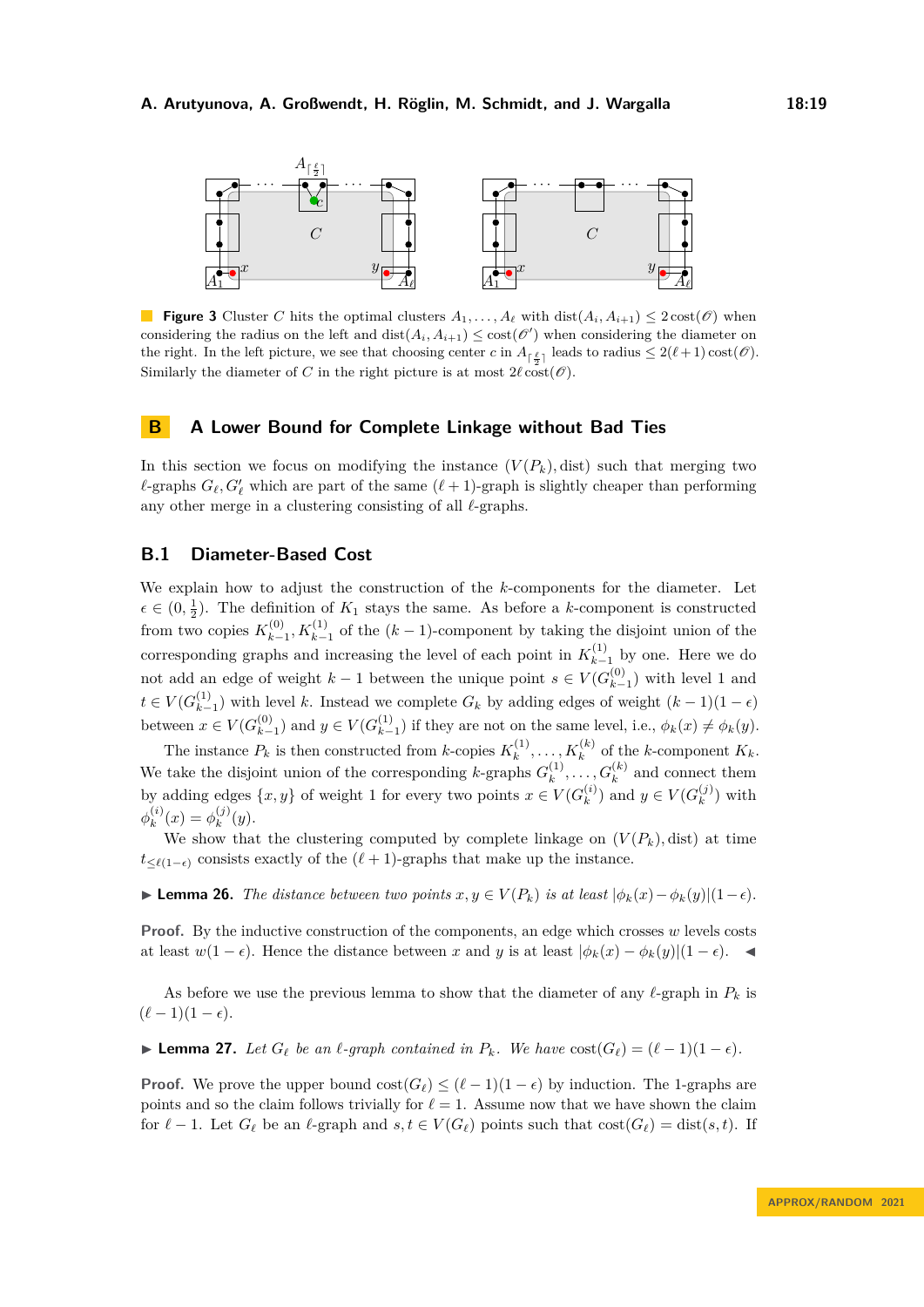**Figure 3** Cluster $C$ hits the optimal clusters $A_1, \ldots, A_\ell$ with $\text{dist}(A_i, A_{i+1}) \leq 2\,\text{cost}(\mathscr{O})$ when considering the radius on the left and $\text{dist}(A_i, A_{i+1}) \leq \text{cost}(\mathscr{O}')$ when considering the diameter on the right. In the left picture, we see that choosing center $c$ in $A_{\lceil \frac{\ell}{2} \rceil}$ leads to radius $\leq 2(\ell+1)\,\text{cost}(\mathscr{O})$. Similarly the diameter of $C$ in the right picture is at most $2\ell\,\text{cost}(\mathscr{O})$.

## B A Lower Bound for Complete Linkage without Bad Ties

In this section we focus on modifying the instance $(V(P_k), \text{dist})$ such that merging two $\ell$-graphs $G_\ell, G'_\ell$ which are part of the same $(\ell+1)$-graph is slightly cheaper than performing any other merge in a clustering consisting of all $\ell$-graphs.

### B.1 Diameter-Based Cost

We explain how to adjust the construction of the $k$-components for the diameter. Let $\epsilon \in (0, \frac{1}{2})$. The definition of $K_1$ stays the same. As before a $k$-component is constructed from two copies $K_{k-1}^{(0)}, K_{k-1}^{(1)}$ of the $(k-1)$-component by taking the disjoint union of the corresponding graphs and increasing the level of each point in $K_{k-1}^{(1)}$ by one. Here we do not add an edge of weight $k-1$ between the unique point $s \in V(G_{k-1}^{(0)})$ with level 1 and $t \in V(G_{k-1}^{(1)})$ with level $k$. Instead we complete $G_k$ by adding edges of weight $(k-1)(1-\epsilon)$ between $x \in V(G_{k-1}^{(0)})$ and $y \in V(G_{k-1}^{(1)})$ if they are not on the same level, i.e., $\phi_k(x) \neq \phi_k(y)$.

The instance $P_k$ is then constructed from $k$-copies $K_k^{(1)}, \ldots, K_k^{(k)}$ of the $k$-component $K_k$. We take the disjoint union of the corresponding $k$-graphs $G_k^{(1)}, \ldots, G_k^{(k)}$ and connect them by adding edges $\{x, y\}$ of weight 1 for every two points $x \in V(G_k^{(i)})$ and $y \in V(G_k^{(j)})$ with $\phi_k^{(i)}(x) = \phi_k^{(j)}(y)$.

We show that the clustering computed by complete linkage on $(V(P_k), \text{dist})$ at time $t_{\leq \ell(1-\epsilon)}$ consists exactly of the $(\ell+1)$-graphs that make up the instance.

▶ **Lemma 26.** *The distance between two points $x, y \in V(P_k)$ is at least $|\phi_k(x) - \phi_k(y)|(1-\epsilon)$.*

**Proof.** By the inductive construction of the components, an edge which crosses $w$ levels costs at least $w(1-\epsilon)$. Hence the distance between $x$ and $y$ is at least $|\phi_k(x) - \phi_k(y)|(1-\epsilon)$. ◀

As before we use the previous lemma to show that the diameter of any $\ell$-graph in $P_k$ is $(\ell-1)(1-\epsilon)$.

▶ **Lemma 27.** *Let $G_\ell$ be an $\ell$-graph contained in $P_k$. We have $\text{cost}(G_\ell) = (\ell-1)(1-\epsilon)$.*

**Proof.** We prove the upper bound $\text{cost}(G_\ell) \leq (\ell-1)(1-\epsilon)$ by induction. The 1-graphs are points and so the claim follows trivially for $\ell = 1$. Assume now that we have shown the claim for $\ell - 1$. Let $G_\ell$ be an $\ell$-graph and $s, t \in V(G_\ell)$ points such that $\text{cost}(G_\ell) = \text{dist}(s, t)$. If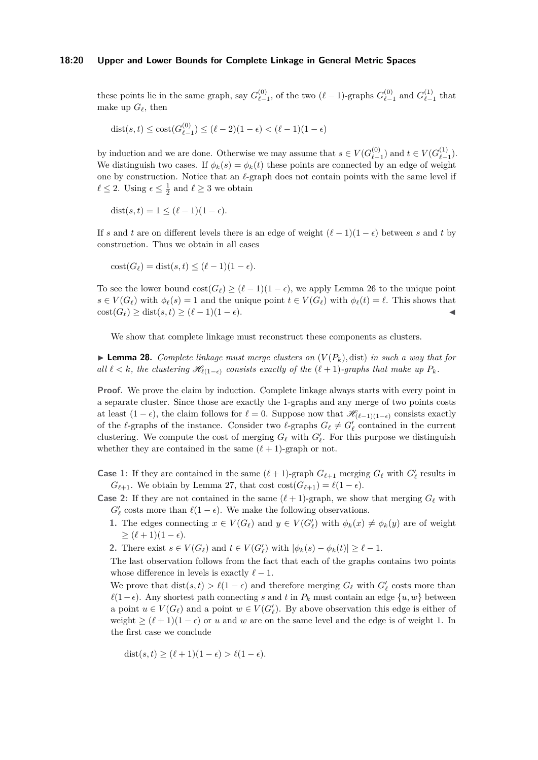these points lie in the same graph, say $G_{\ell-1}^{(0)}$, of the two $(\ell-1)$-graphs $G_{\ell-1}^{(0)}$ and $G_{\ell-1}^{(1)}$ that make up $G_\ell$, then

$$\operatorname{dist}(s,t) \le \operatorname{cost}(G_{\ell-1}^{(0)}) \le (\ell-2)(1-\epsilon) < (\ell-1)(1-\epsilon)$$

by induction and we are done. Otherwise we may assume that $s \in V(G_{\ell-1}^{(0)})$ and $t \in V(G_{\ell-1}^{(1)})$. We distinguish two cases. If $\phi_k(s) = \phi_k(t)$ these points are connected by an edge of weight one by construction. Notice that an $\ell$-graph does not contain points with the same level if $\ell \le 2$. Using $\epsilon \le \frac{1}{2}$ and $\ell \ge 3$ we obtain

$$\operatorname{dist}(s,t) = 1 \le (\ell-1)(1-\epsilon).$$

If $s$ and $t$ are on different levels there is an edge of weight $(\ell-1)(1-\epsilon)$ between $s$ and $t$ by construction. Thus we obtain in all cases

$$\operatorname{cost}(G_\ell) = \operatorname{dist}(s,t) \le (\ell-1)(1-\epsilon).$$

To see the lower bound $\operatorname{cost}(G_\ell) \ge (\ell-1)(1-\epsilon)$, we apply Lemma 26 to the unique point $s \in V(G_\ell)$ with $\phi_\ell(s) = 1$ and the unique point $t \in V(G_\ell)$ with $\phi_\ell(t) = \ell$. This shows that $\operatorname{cost}(G_\ell) \ge \operatorname{dist}(s,t) \ge (\ell-1)(1-\epsilon)$. ◀

We show that complete linkage must reconstruct these components as clusters.

▶ **Lemma 28.** *Complete linkage must merge clusters on $(V(P_k), \operatorname{dist})$ in such a way that for all $\ell < k$, the clustering $\mathscr{H}_{\ell(1-\epsilon)}$ consists exactly of the $(\ell+1)$-graphs that make up $P_k$.*

**Proof.** We prove the claim by induction. Complete linkage always starts with every point in a separate cluster. Since those are exactly the 1-graphs and any merge of two points costs at least $(1-\epsilon)$, the claim follows for $\ell = 0$. Suppose now that $\mathscr{H}_{(\ell-1)(1-\epsilon)}$ consists exactly of the $\ell$-graphs of the instance. Consider two $\ell$-graphs $G_\ell \ne G'_\ell$ contained in the current clustering. We compute the cost of merging $G_\ell$ with $G'_\ell$. For this purpose we distinguish whether they are contained in the same $(\ell+1)$-graph or not.

**Case 1:** If they are contained in the same $(\ell+1)$-graph $G_{\ell+1}$ merging $G_\ell$ with $G'_\ell$ results in $G_{\ell+1}$. We obtain by Lemma 27, that cost $\operatorname{cost}(G_{\ell+1}) = \ell(1-\epsilon)$.

**Case 2:** If they are not contained in the same $(\ell+1)$-graph, we show that merging $G_\ell$ with $G'_\ell$ costs more than $\ell(1-\epsilon)$. We make the following observations.

1. The edges connecting $x \in V(G_\ell)$ and $y \in V(G'_\ell)$ with $\phi_k(x) \ne \phi_k(y)$ are of weight $\ge (\ell+1)(1-\epsilon)$.
2. There exist $s \in V(G_\ell)$ and $t \in V(G'_\ell)$ with $|\phi_k(s) - \phi_k(t)| \ge \ell - 1$.

The last observation follows from the fact that each of the graphs contains two points whose difference in levels is exactly $\ell - 1$.

We prove that $\operatorname{dist}(s,t) > \ell(1-\epsilon)$ and therefore merging $G_\ell$ with $G'_\ell$ costs more than $\ell(1-\epsilon)$. Any shortest path connecting $s$ and $t$ in $P_k$ must contain an edge $\{u, w\}$ between a point $u \in V(G_\ell)$ and a point $w \in V(G'_\ell)$. By above observation this edge is either of weight $\ge (\ell+1)(1-\epsilon)$ or $u$ and $w$ are on the same level and the edge is of weight 1. In the first case we conclude

$$\operatorname{dist}(s,t) \ge (\ell+1)(1-\epsilon) > \ell(1-\epsilon).$$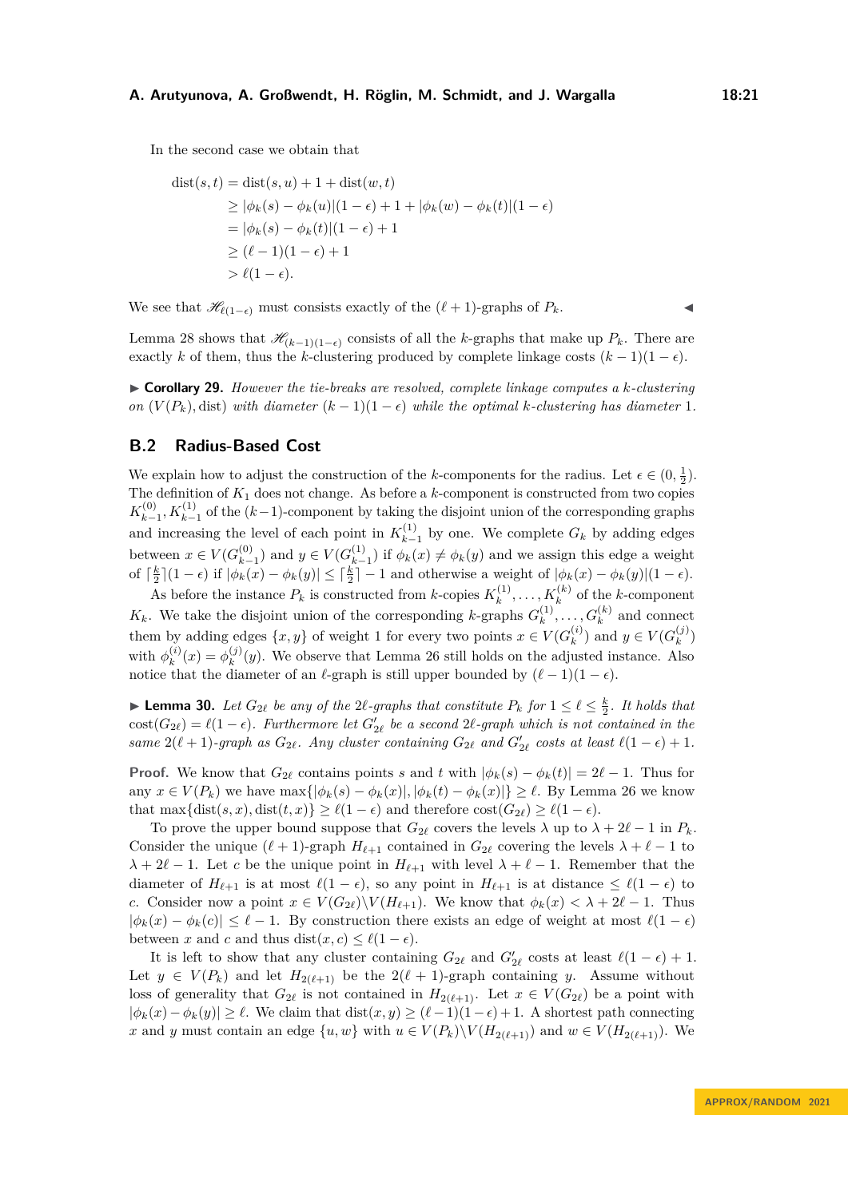In the second case we obtain that

$$
\begin{aligned}
\mathrm{dist}(s,t) &= \mathrm{dist}(s,u) + 1 + \mathrm{dist}(w,t) \\
&\geq |\phi_k(s) - \phi_k(u)|(1-\epsilon) + 1 + |\phi_k(w) - \phi_k(t)|(1-\epsilon) \\
&= |\phi_k(s) - \phi_k(t)|(1-\epsilon) + 1 \\
&\geq (\ell - 1)(1-\epsilon) + 1 \\
&> \ell(1-\epsilon).
\end{aligned}
$$

We see that $\mathscr{H}_{\ell(1-\epsilon)}$ must consists exactly of the $(\ell+1)$-graphs of $P_k$. ◀

Lemma 28 shows that $\mathscr{H}_{(k-1)(1-\epsilon)}$ consists of all the $k$-graphs that make up $P_k$. There are exactly $k$ of them, thus the $k$-clustering produced by complete linkage costs $(k-1)(1-\epsilon)$.

▶ **Corollary 29.** *However the tie-breaks are resolved, complete linkage computes a $k$-clustering on $(V(P_k), \mathrm{dist})$ with diameter $(k-1)(1-\epsilon)$ while the optimal $k$-clustering has diameter 1.*

## B.2 Radius-Based Cost

We explain how to adjust the construction of the $k$-components for the radius. Let $\epsilon \in (0, \frac{1}{2})$. The definition of $K_1$ does not change. As before a $k$-component is constructed from two copies $K_{k-1}^{(0)}, K_{k-1}^{(1)}$ of the $(k-1)$-component by taking the disjoint union of the corresponding graphs and increasing the level of each point in $K_{k-1}^{(1)}$ by one. We complete $G_k$ by adding edges between $x \in V(G_{k-1}^{(0)})$ and $y \in V(G_{k-1}^{(1)})$ if $\phi_k(x) \neq \phi_k(y)$ and we assign this edge a weight of $\lceil \frac{k}{2} \rceil (1-\epsilon)$ if $|\phi_k(x) - \phi_k(y)| \leq \lceil \frac{k}{2} \rceil - 1$ and otherwise a weight of $|\phi_k(x) - \phi_k(y)|(1-\epsilon)$.

As before the instance $P_k$ is constructed from $k$-copies $K_k^{(1)}, \ldots, K_k^{(k)}$ of the $k$-component $K_k$. We take the disjoint union of the corresponding $k$-graphs $G_k^{(1)}, \ldots, G_k^{(k)}$ and connect them by adding edges $\{x, y\}$ of weight 1 for every two points $x \in V(G_k^{(i)})$ and $y \in V(G_k^{(j)})$ with $\phi_k^{(i)}(x) = \phi_k^{(j)}(y)$. We observe that Lemma 26 still holds on the adjusted instance. Also notice that the diameter of an $\ell$-graph is still upper bounded by $(\ell-1)(1-\epsilon)$.

▶ **Lemma 30.** *Let $G_{2\ell}$ be any of the $2\ell$-graphs that constitute $P_k$ for $1 \leq \ell \leq \frac{k}{2}$. It holds that $\mathrm{cost}(G_{2\ell}) = \ell(1-\epsilon)$. Furthermore let $G'_{2\ell}$ be a second $2\ell$-graph which is not contained in the same $2(\ell+1)$-graph as $G_{2\ell}$. Any cluster containing $G_{2\ell}$ and $G'_{2\ell}$ costs at least $\ell(1-\epsilon)+1$.*

**Proof.** We know that $G_{2\ell}$ contains points $s$ and $t$ with $|\phi_k(s) - \phi_k(t)| = 2\ell - 1$. Thus for any $x \in V(P_k)$ we have $\max\{|\phi_k(s) - \phi_k(x)|, |\phi_k(t) - \phi_k(x)|\} \geq \ell$. By Lemma 26 we know that $\max\{\mathrm{dist}(s,x), \mathrm{dist}(t,x)\} \geq \ell(1-\epsilon)$ and therefore $\mathrm{cost}(G_{2\ell}) \geq \ell(1-\epsilon)$.

To prove the upper bound suppose that $G_{2\ell}$ covers the levels $\lambda$ up to $\lambda + 2\ell - 1$ in $P_k$. Consider the unique $(\ell+1)$-graph $H_{\ell+1}$ contained in $G_{2\ell}$ covering the levels $\lambda + \ell - 1$ to $\lambda + 2\ell - 1$. Let $c$ be the unique point in $H_{\ell+1}$ with level $\lambda + \ell - 1$. Remember that the diameter of $H_{\ell+1}$ is at most $\ell(1-\epsilon)$, so any point in $H_{\ell+1}$ is at distance $\leq \ell(1-\epsilon)$ to $c$. Consider now a point $x \in V(G_{2\ell}) \backslash V(H_{\ell+1})$. We know that $\phi_k(x) < \lambda + 2\ell - 1$. Thus $|\phi_k(x) - \phi_k(c)| \leq \ell - 1$. By construction there exists an edge of weight at most $\ell(1-\epsilon)$ between $x$ and $c$ and thus $\mathrm{dist}(x,c) \leq \ell(1-\epsilon)$.

It is left to show that any cluster containing $G_{2\ell}$ and $G'_{2\ell}$ costs at least $\ell(1-\epsilon)+1$. Let $y \in V(P_k)$ and let $H_{2(\ell+1)}$ be the $2(\ell+1)$-graph containing $y$. Assume without loss of generality that $G_{2\ell}$ is not contained in $H_{2(\ell+1)}$. Let $x \in V(G_{2\ell})$ be a point with $|\phi_k(x) - \phi_k(y)| \geq \ell$. We claim that $\mathrm{dist}(x,y) \geq (\ell-1)(1-\epsilon)+1$. A shortest path connecting $x$ and $y$ must contain an edge $\{u, w\}$ with $u \in V(P_k) \backslash V(H_{2(\ell+1)})$ and $w \in V(H_{2(\ell+1)})$. We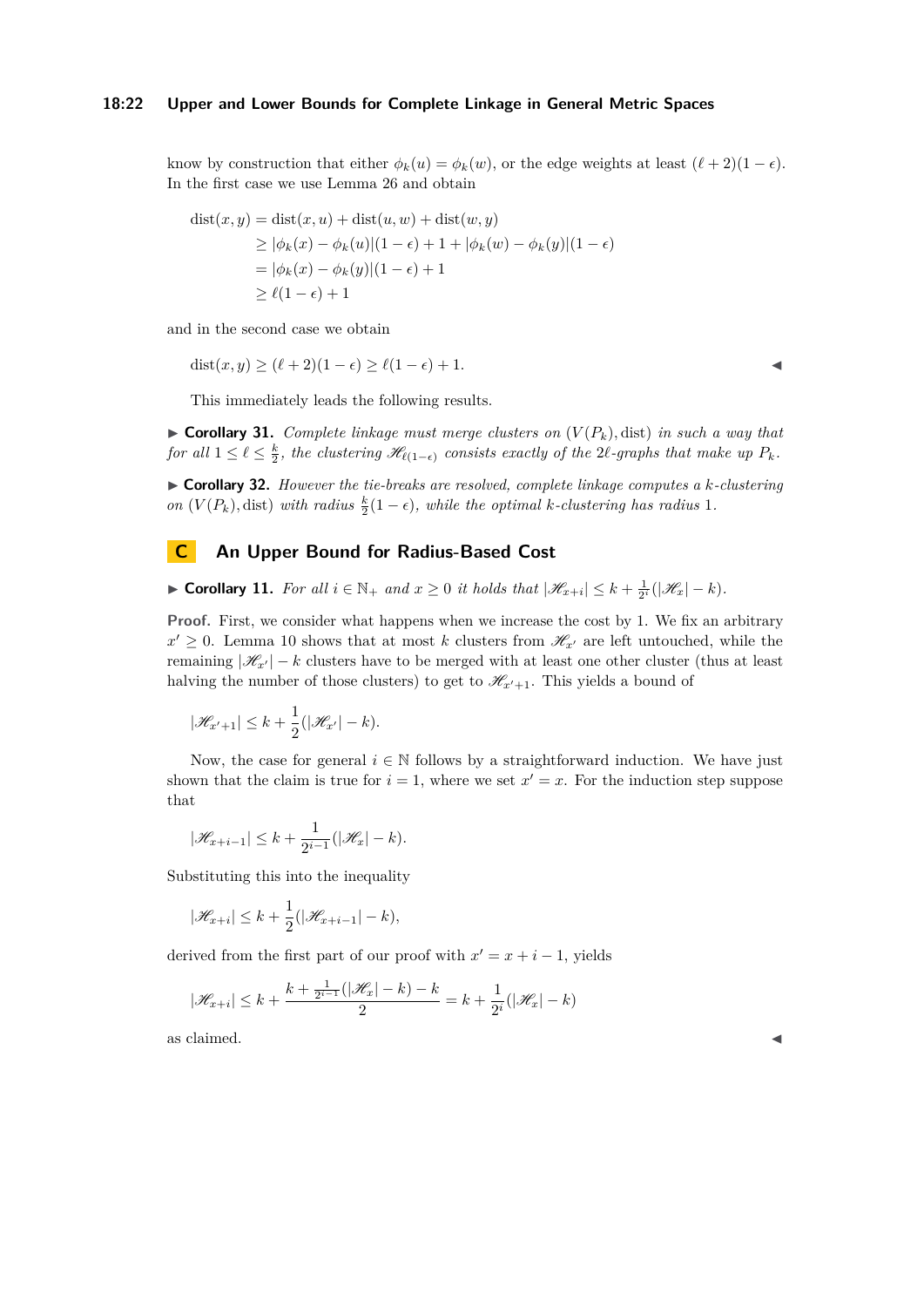know by construction that either $\phi_k(u) = \phi_k(w)$, or the edge weights at least $(\ell+2)(1-\epsilon)$. In the first case we use Lemma 26 and obtain

$$
\begin{aligned}
\operatorname{dist}(x,y) &= \operatorname{dist}(x,u) + \operatorname{dist}(u,w) + \operatorname{dist}(w,y) \\
&\geq |\phi_k(x) - \phi_k(u)|(1-\epsilon) + 1 + |\phi_k(w) - \phi_k(y)|(1-\epsilon) \\
&= |\phi_k(x) - \phi_k(y)|(1-\epsilon) + 1 \\
&\geq \ell(1-\epsilon) + 1
\end{aligned}
$$

and in the second case we obtain

$$
\operatorname{dist}(x,y) \geq (\ell+2)(1-\epsilon) \geq \ell(1-\epsilon) + 1. \qquad \blacktriangleleft
$$

This immediately leads the following results.

▶ **Corollary 31.** *Complete linkage must merge clusters on $(V(P_k), \operatorname{dist})$ in such a way that for all $1 \leq \ell \leq \frac{k}{2}$, the clustering $\mathscr{H}_{\ell(1-\epsilon)}$ consists exactly of the $2\ell$-graphs that make up $P_k$.*

▶ **Corollary 32.** *However the tie-breaks are resolved, complete linkage computes a $k$-clustering on $(V(P_k), \operatorname{dist})$ with radius $\frac{k}{2}(1-\epsilon)$, while the optimal $k$-clustering has radius 1.*

## C An Upper Bound for Radius-Based Cost

▶ **Corollary 11.** *For all $i \in \mathbb{N}_+$ and $x \geq 0$ it holds that $|\mathscr{H}_{x+i}| \leq k + \frac{1}{2^i}(|\mathscr{H}_x| - k)$.*

**Proof.** First, we consider what happens when we increase the cost by 1. We fix an arbitrary $x' \geq 0$. Lemma 10 shows that at most $k$ clusters from $\mathscr{H}_{x'}$ are left untouched, while the remaining $|\mathscr{H}_{x'}| - k$ clusters have to be merged with at least one other cluster (thus at least halving the number of those clusters) to get to $\mathscr{H}_{x'+1}$. This yields a bound of

$$
|\mathscr{H}_{x'+1}| \leq k + \frac{1}{2}(|\mathscr{H}_{x'}| - k).
$$

Now, the case for general $i \in \mathbb{N}$ follows by a straightforward induction. We have just shown that the claim is true for $i = 1$, where we set $x' = x$. For the induction step suppose that

$$
|\mathscr{H}_{x+i-1}| \leq k + \frac{1}{2^{i-1}}(|\mathscr{H}_x| - k).
$$

Substituting this into the inequality

$$
|\mathscr{H}_{x+i}| \leq k + \frac{1}{2}(|\mathscr{H}_{x+i-1}| - k),
$$

derived from the first part of our proof with $x' = x + i - 1$, yields

$$
|\mathscr{H}_{x+i}| \leq k + \frac{k + \frac{1}{2^{i-1}}(|\mathscr{H}_x| - k) - k}{2} = k + \frac{1}{2^i}(|\mathscr{H}_x| - k)
$$

as claimed. ◀